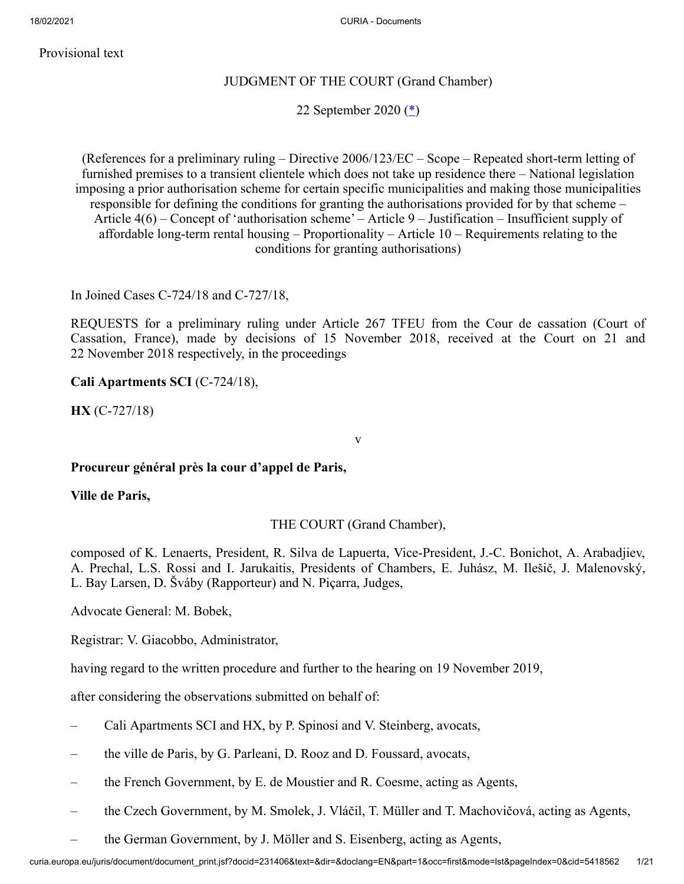Provisional text

JUDGMENT OF THE COURT (Grand Chamber)

22 September 2020 (*)

(References for a preliminary ruling – Directive 2006/123/EC – Scope – Repeated short-term letting of furnished premises to a transient clientele which does not take up residence there – National legislation imposing a prior authorisation scheme for certain specific municipalities and making those municipalities responsible for defining the conditions for granting the authorisations provided for by that scheme – Article 4(6) – Concept of 'authorisation scheme' – Article 9 – Justification – Insufficient supply of affordable long-term rental housing – Proportionality – Article 10 – Requirements relating to the conditions for granting authorisations)

In Joined Cases C-724/18 and C-727/18,

REQUESTS for a preliminary ruling under Article 267 TFEU from the Cour de cassation (Court of Cassation, France), made by decisions of 15 November 2018, received at the Court on 21 and 22 November 2018 respectively, in the proceedings

**Cali Apartments SCI** (C-724/18),

**HX** (C-727/18)

v

**Procureur général près la cour d'appel de Paris,**

**Ville de Paris,**

THE COURT (Grand Chamber),

composed of K. Lenaerts, President, R. Silva de Lapuerta, Vice-President, J.-C. Bonichot, A. Arabadjiev, A. Prechal, L.S. Rossi and I. Jarukaitis, Presidents of Chambers, E. Juhász, M. Ilešič, J. Malenovský, L. Bay Larsen, D. Šváby (Rapporteur) and N. Piçarra, Judges,

Advocate General: M. Bobek,

Registrar: V. Giacobbo, Administrator,

having regard to the written procedure and further to the hearing on 19 November 2019,

after considering the observations submitted on behalf of:

– Cali Apartments SCI and HX, by P. Spinosi and V. Steinberg, avocats,

– the ville de Paris, by G. Parleani, D. Rooz and D. Foussard, avocats,

– the French Government, by E. de Moustier and R. Coesme, acting as Agents,

– the Czech Government, by M. Smolek, J. Vláčil, T. Müller and T. Machovičová, acting as Agents,

– the German Government, by J. Möller and S. Eisenberg, acting as Agents,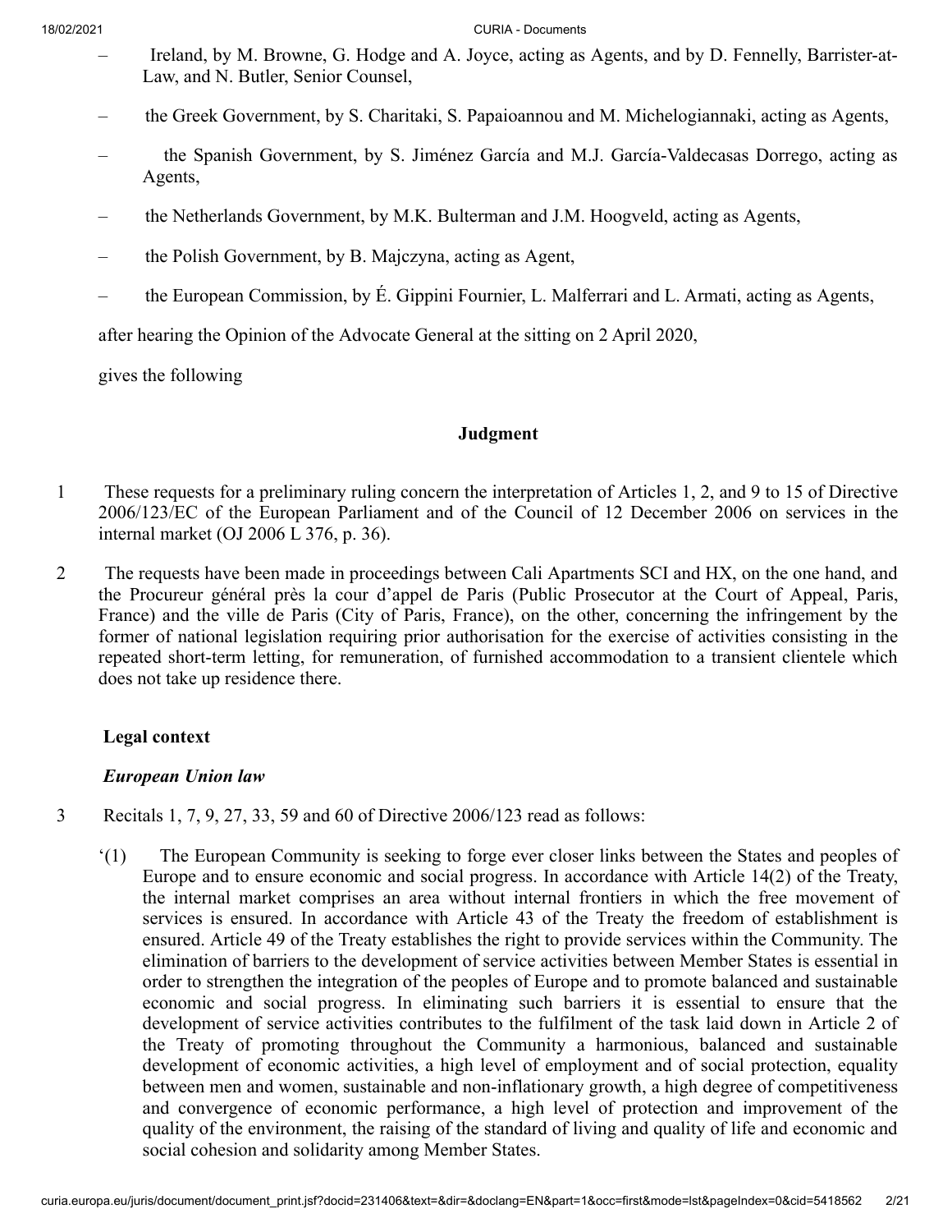- Ireland, by M. Browne, G. Hodge and A. Joyce, acting as Agents, and by D. Fennelly, Barrister-at-Law, and N. Butler, Senior Counsel,
- the Greek Government, by S. Charitaki, S. Papaioannou and M. Michelogiannaki, acting as Agents,
- the Spanish Government, by S. Jiménez García and M.J. García-Valdecasas Dorrego, acting as Agents,
- the Netherlands Government, by M.K. Bulterman and J.M. Hoogveld, acting as Agents,
- the Polish Government, by B. Majczyna, acting as Agent,
- the European Commission, by É. Gippini Fournier, L. Malferrari and L. Armati, acting as Agents,

after hearing the Opinion of the Advocate General at the sitting on 2 April 2020,

gives the following

## Judgment

1 These requests for a preliminary ruling concern the interpretation of Articles 1, 2, and 9 to 15 of Directive 2006/123/EC of the European Parliament and of the Council of 12 December 2006 on services in the internal market (OJ 2006 L 376, p. 36).

2 The requests have been made in proceedings between Cali Apartments SCI and HX, on the one hand, and the Procureur général près la cour d'appel de Paris (Public Prosecutor at the Court of Appeal, Paris, France) and the ville de Paris (City of Paris, France), on the other, concerning the infringement by the former of national legislation requiring prior authorisation for the exercise of activities consisting in the repeated short-term letting, for remuneration, of furnished accommodation to a transient clientele which does not take up residence there.

### Legal context

#### *European Union law*

3 Recitals 1, 7, 9, 27, 33, 59 and 60 of Directive 2006/123 read as follows:

'(1) The European Community is seeking to forge ever closer links between the States and peoples of Europe and to ensure economic and social progress. In accordance with Article 14(2) of the Treaty, the internal market comprises an area without internal frontiers in which the free movement of services is ensured. In accordance with Article 43 of the Treaty the freedom of establishment is ensured. Article 49 of the Treaty establishes the right to provide services within the Community. The elimination of barriers to the development of service activities between Member States is essential in order to strengthen the integration of the peoples of Europe and to promote balanced and sustainable economic and social progress. In eliminating such barriers it is essential to ensure that the development of service activities contributes to the fulfilment of the task laid down in Article 2 of the Treaty of promoting throughout the Community a harmonious, balanced and sustainable development of economic activities, a high level of employment and of social protection, equality between men and women, sustainable and non-inflationary growth, a high degree of competitiveness and convergence of economic performance, a high level of protection and improvement of the quality of the environment, the raising of the standard of living and quality of life and economic and social cohesion and solidarity among Member States.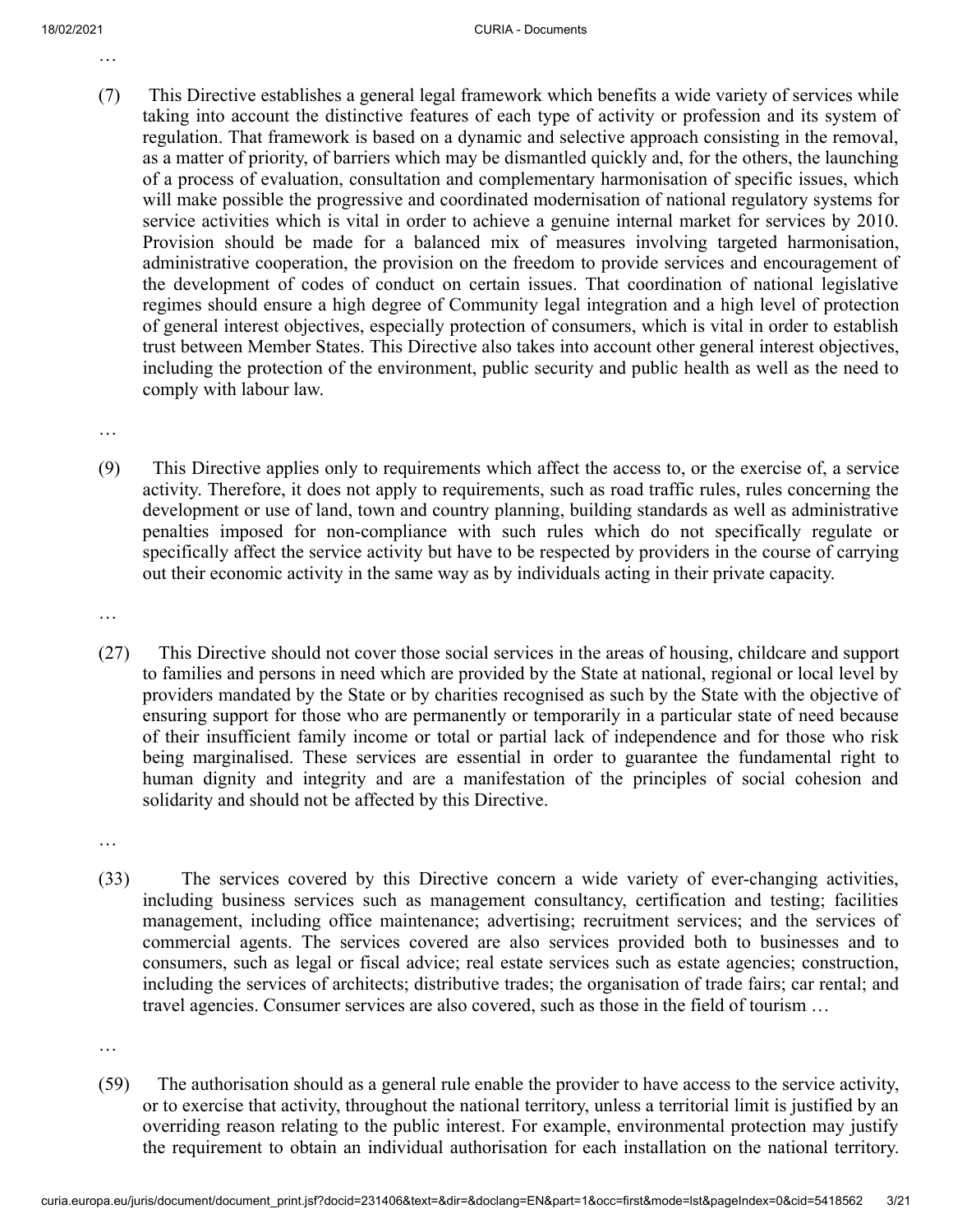…

(7) This Directive establishes a general legal framework which benefits a wide variety of services while taking into account the distinctive features of each type of activity or profession and its system of regulation. That framework is based on a dynamic and selective approach consisting in the removal, as a matter of priority, of barriers which may be dismantled quickly and, for the others, the launching of a process of evaluation, consultation and complementary harmonisation of specific issues, which will make possible the progressive and coordinated modernisation of national regulatory systems for service activities which is vital in order to achieve a genuine internal market for services by 2010. Provision should be made for a balanced mix of measures involving targeted harmonisation, administrative cooperation, the provision on the freedom to provide services and encouragement of the development of codes of conduct on certain issues. That coordination of national legislative regimes should ensure a high degree of Community legal integration and a high level of protection of general interest objectives, especially protection of consumers, which is vital in order to establish trust between Member States. This Directive also takes into account other general interest objectives, including the protection of the environment, public security and public health as well as the need to comply with labour law.

…

(9) This Directive applies only to requirements which affect the access to, or the exercise of, a service activity. Therefore, it does not apply to requirements, such as road traffic rules, rules concerning the development or use of land, town and country planning, building standards as well as administrative penalties imposed for non-compliance with such rules which do not specifically regulate or specifically affect the service activity but have to be respected by providers in the course of carrying out their economic activity in the same way as by individuals acting in their private capacity.

…

(27) This Directive should not cover those social services in the areas of housing, childcare and support to families and persons in need which are provided by the State at national, regional or local level by providers mandated by the State or by charities recognised as such by the State with the objective of ensuring support for those who are permanently or temporarily in a particular state of need because of their insufficient family income or total or partial lack of independence and for those who risk being marginalised. These services are essential in order to guarantee the fundamental right to human dignity and integrity and are a manifestation of the principles of social cohesion and solidarity and should not be affected by this Directive.

…

(33) The services covered by this Directive concern a wide variety of ever-changing activities, including business services such as management consultancy, certification and testing; facilities management, including office maintenance; advertising; recruitment services; and the services of commercial agents. The services covered are also services provided both to businesses and to consumers, such as legal or fiscal advice; real estate services such as estate agencies; construction, including the services of architects; distributive trades; the organisation of trade fairs; car rental; and travel agencies. Consumer services are also covered, such as those in the field of tourism …

…

(59) The authorisation should as a general rule enable the provider to have access to the service activity, or to exercise that activity, throughout the national territory, unless a territorial limit is justified by an overriding reason relating to the public interest. For example, environmental protection may justify the requirement to obtain an individual authorisation for each installation on the national territory.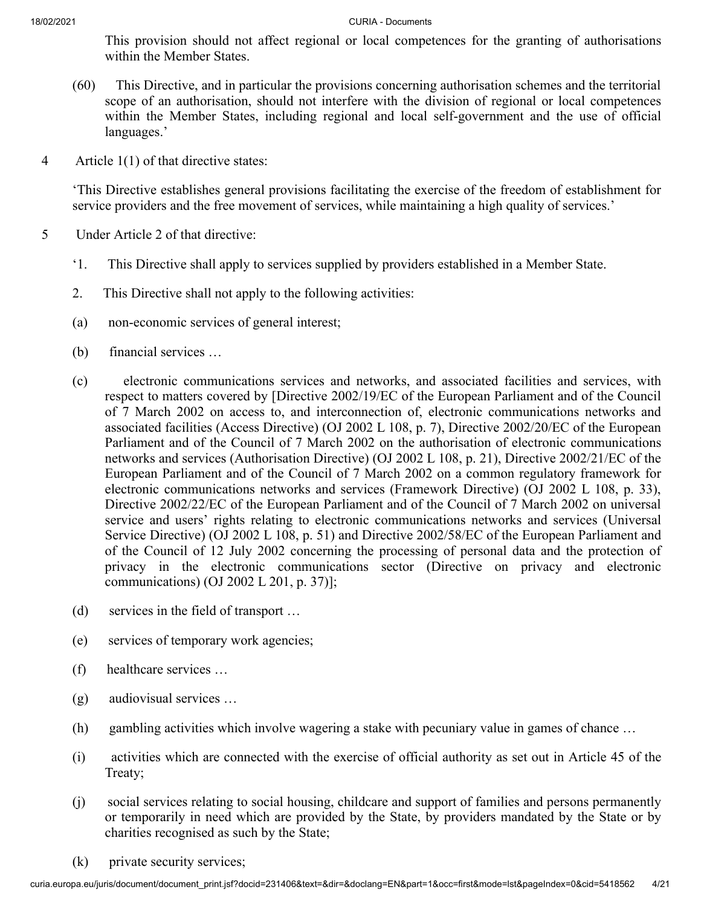This provision should not affect regional or local competences for the granting of authorisations within the Member States.

(60) This Directive, and in particular the provisions concerning authorisation schemes and the territorial scope of an authorisation, should not interfere with the division of regional or local competences within the Member States, including regional and local self-government and the use of official languages.'

4 Article 1(1) of that directive states:

'This Directive establishes general provisions facilitating the exercise of the freedom of establishment for service providers and the free movement of services, while maintaining a high quality of services.'

5 Under Article 2 of that directive:

'1. This Directive shall apply to services supplied by providers established in a Member State.

2. This Directive shall not apply to the following activities:

(a) non-economic services of general interest;

(b) financial services …

(c) electronic communications services and networks, and associated facilities and services, with respect to matters covered by [Directive 2002/19/EC of the European Parliament and of the Council of 7 March 2002 on access to, and interconnection of, electronic communications networks and associated facilities (Access Directive) (OJ 2002 L 108, p. 7), Directive 2002/20/EC of the European Parliament and of the Council of 7 March 2002 on the authorisation of electronic communications networks and services (Authorisation Directive) (OJ 2002 L 108, p. 21), Directive 2002/21/EC of the European Parliament and of the Council of 7 March 2002 on a common regulatory framework for electronic communications networks and services (Framework Directive) (OJ 2002 L 108, p. 33), Directive 2002/22/EC of the European Parliament and of the Council of 7 March 2002 on universal service and users' rights relating to electronic communications networks and services (Universal Service Directive) (OJ 2002 L 108, p. 51) and Directive 2002/58/EC of the European Parliament and of the Council of 12 July 2002 concerning the processing of personal data and the protection of privacy in the electronic communications sector (Directive on privacy and electronic communications) (OJ 2002 L 201, p. 37)];

(d) services in the field of transport …

(e) services of temporary work agencies;

(f) healthcare services …

(g) audiovisual services …

(h) gambling activities which involve wagering a stake with pecuniary value in games of chance …

(i) activities which are connected with the exercise of official authority as set out in Article 45 of the Treaty;

(j) social services relating to social housing, childcare and support of families and persons permanently or temporarily in need which are provided by the State, by providers mandated by the State or by charities recognised as such by the State;

(k) private security services;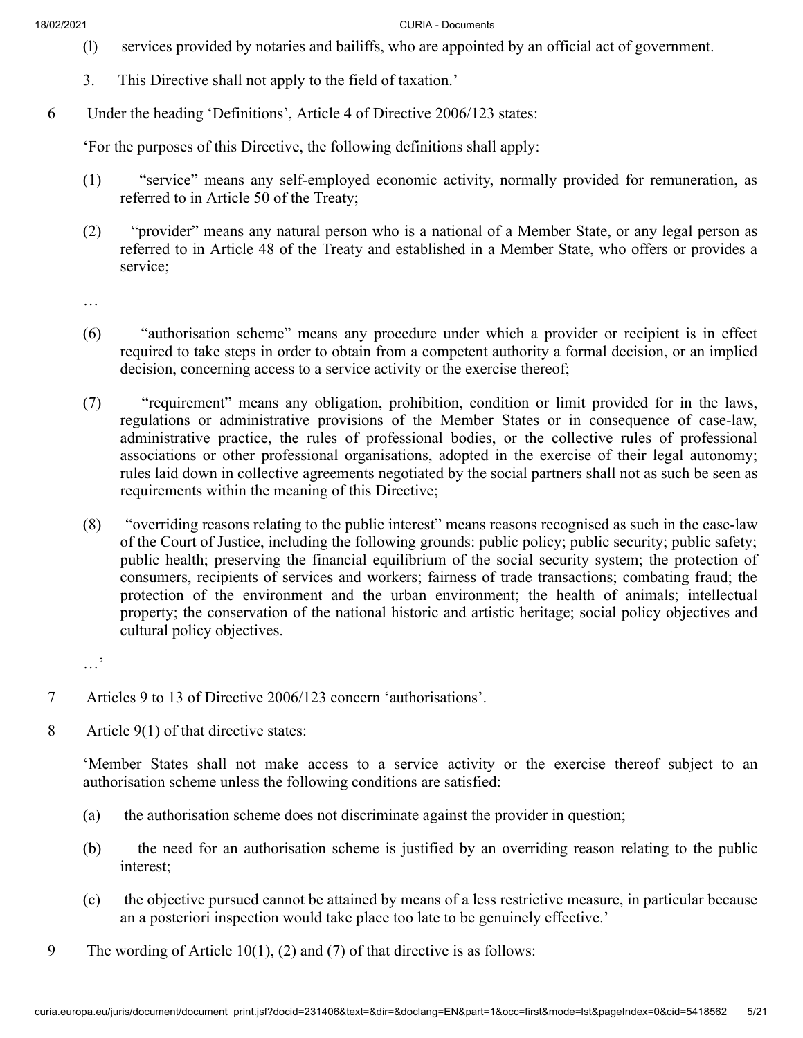(l) services provided by notaries and bailiffs, who are appointed by an official act of government.

3. This Directive shall not apply to the field of taxation.'

6 Under the heading 'Definitions', Article 4 of Directive 2006/123 states:

'For the purposes of this Directive, the following definitions shall apply:

(1) "service" means any self-employed economic activity, normally provided for remuneration, as referred to in Article 50 of the Treaty;

(2) "provider" means any natural person who is a national of a Member State, or any legal person as referred to in Article 48 of the Treaty and established in a Member State, who offers or provides a service;

…

(6) "authorisation scheme" means any procedure under which a provider or recipient is in effect required to take steps in order to obtain from a competent authority a formal decision, or an implied decision, concerning access to a service activity or the exercise thereof;

(7) "requirement" means any obligation, prohibition, condition or limit provided for in the laws, regulations or administrative provisions of the Member States or in consequence of case-law, administrative practice, the rules of professional bodies, or the collective rules of professional associations or other professional organisations, adopted in the exercise of their legal autonomy; rules laid down in collective agreements negotiated by the social partners shall not as such be seen as requirements within the meaning of this Directive;

(8) "overriding reasons relating to the public interest" means reasons recognised as such in the case-law of the Court of Justice, including the following grounds: public policy; public security; public safety; public health; preserving the financial equilibrium of the social security system; the protection of consumers, recipients of services and workers; fairness of trade transactions; combating fraud; the protection of the environment and the urban environment; the health of animals; intellectual property; the conservation of the national historic and artistic heritage; social policy objectives and cultural policy objectives.

…'

7 Articles 9 to 13 of Directive 2006/123 concern 'authorisations'.

8 Article 9(1) of that directive states:

'Member States shall not make access to a service activity or the exercise thereof subject to an authorisation scheme unless the following conditions are satisfied:

(a) the authorisation scheme does not discriminate against the provider in question;

(b) the need for an authorisation scheme is justified by an overriding reason relating to the public interest;

(c) the objective pursued cannot be attained by means of a less restrictive measure, in particular because an a posteriori inspection would take place too late to be genuinely effective.'

9 The wording of Article 10(1), (2) and (7) of that directive is as follows: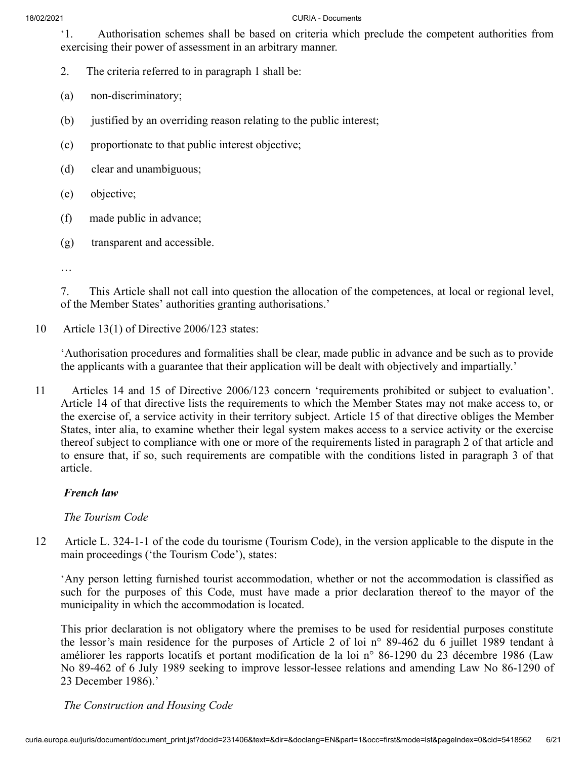'1. Authorisation schemes shall be based on criteria which preclude the competent authorities from exercising their power of assessment in an arbitrary manner.

2. The criteria referred to in paragraph 1 shall be:

(a) non-discriminatory;

(b) justified by an overriding reason relating to the public interest;

(c) proportionate to that public interest objective;

(d) clear and unambiguous;

(e) objective;

(f) made public in advance;

(g) transparent and accessible.

…

7. This Article shall not call into question the allocation of the competences, at local or regional level, of the Member States' authorities granting authorisations.'

10 Article 13(1) of Directive 2006/123 states:

'Authorisation procedures and formalities shall be clear, made public in advance and be such as to provide the applicants with a guarantee that their application will be dealt with objectively and impartially.'

11 Articles 14 and 15 of Directive 2006/123 concern 'requirements prohibited or subject to evaluation'. Article 14 of that directive lists the requirements to which the Member States may not make access to, or the exercise of, a service activity in their territory subject. Article 15 of that directive obliges the Member States, inter alia, to examine whether their legal system makes access to a service activity or the exercise thereof subject to compliance with one or more of the requirements listed in paragraph 2 of that article and to ensure that, if so, such requirements are compatible with the conditions listed in paragraph 3 of that article.

***French law***

*The Tourism Code*

12 Article L. 324-1-1 of the code du tourisme (Tourism Code), in the version applicable to the dispute in the main proceedings ('the Tourism Code'), states:

'Any person letting furnished tourist accommodation, whether or not the accommodation is classified as such for the purposes of this Code, must have made a prior declaration thereof to the mayor of the municipality in which the accommodation is located.

This prior declaration is not obligatory where the premises to be used for residential purposes constitute the lessor's main residence for the purposes of Article 2 of loi n° 89-462 du 6 juillet 1989 tendant à améliorer les rapports locatifs et portant modification de la loi n° 86-1290 du 23 décembre 1986 (Law No 89-462 of 6 July 1989 seeking to improve lessor-lessee relations and amending Law No 86-1290 of 23 December 1986).'

*The Construction and Housing Code*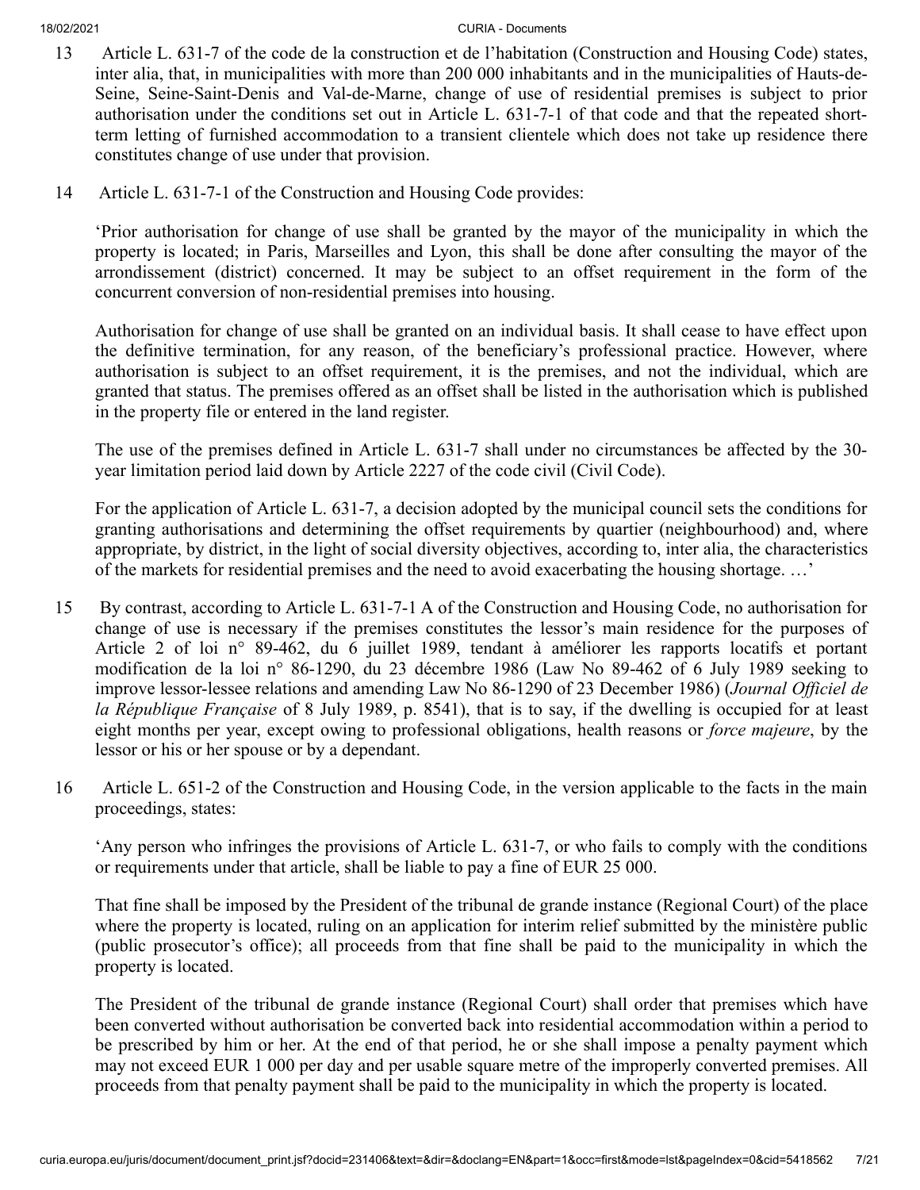13 Article L. 631-7 of the code de la construction et de l'habitation (Construction and Housing Code) states, inter alia, that, in municipalities with more than 200 000 inhabitants and in the municipalities of Hauts-de-Seine, Seine-Saint-Denis and Val-de-Marne, change of use of residential premises is subject to prior authorisation under the conditions set out in Article L. 631-7-1 of that code and that the repeated short-term letting of furnished accommodation to a transient clientele which does not take up residence there constitutes change of use under that provision.

14 Article L. 631-7-1 of the Construction and Housing Code provides:

'Prior authorisation for change of use shall be granted by the mayor of the municipality in which the property is located; in Paris, Marseilles and Lyon, this shall be done after consulting the mayor of the arrondissement (district) concerned. It may be subject to an offset requirement in the form of the concurrent conversion of non-residential premises into housing.

Authorisation for change of use shall be granted on an individual basis. It shall cease to have effect upon the definitive termination, for any reason, of the beneficiary's professional practice. However, where authorisation is subject to an offset requirement, it is the premises, and not the individual, which are granted that status. The premises offered as an offset shall be listed in the authorisation which is published in the property file or entered in the land register.

The use of the premises defined in Article L. 631-7 shall under no circumstances be affected by the 30-year limitation period laid down by Article 2227 of the code civil (Civil Code).

For the application of Article L. 631-7, a decision adopted by the municipal council sets the conditions for granting authorisations and determining the offset requirements by quartier (neighbourhood) and, where appropriate, by district, in the light of social diversity objectives, according to, inter alia, the characteristics of the markets for residential premises and the need to avoid exacerbating the housing shortage. …'

15 By contrast, according to Article L. 631-7-1 A of the Construction and Housing Code, no authorisation for change of use is necessary if the premises constitutes the lessor's main residence for the purposes of Article 2 of loi n° 89-462, du 6 juillet 1989, tendant à améliorer les rapports locatifs et portant modification de la loi n° 86-1290, du 23 décembre 1986 (Law No 89-462 of 6 July 1989 seeking to improve lessor-lessee relations and amending Law No 86-1290 of 23 December 1986) (*Journal Officiel de la République Française* of 8 July 1989, p. 8541), that is to say, if the dwelling is occupied for at least eight months per year, except owing to professional obligations, health reasons or *force majeure*, by the lessor or his or her spouse or by a dependant.

16 Article L. 651-2 of the Construction and Housing Code, in the version applicable to the facts in the main proceedings, states:

'Any person who infringes the provisions of Article L. 631-7, or who fails to comply with the conditions or requirements under that article, shall be liable to pay a fine of EUR 25 000.

That fine shall be imposed by the President of the tribunal de grande instance (Regional Court) of the place where the property is located, ruling on an application for interim relief submitted by the ministère public (public prosecutor's office); all proceeds from that fine shall be paid to the municipality in which the property is located.

The President of the tribunal de grande instance (Regional Court) shall order that premises which have been converted without authorisation be converted back into residential accommodation within a period to be prescribed by him or her. At the end of that period, he or she shall impose a penalty payment which may not exceed EUR 1 000 per day and per usable square metre of the improperly converted premises. All proceeds from that penalty payment shall be paid to the municipality in which the property is located.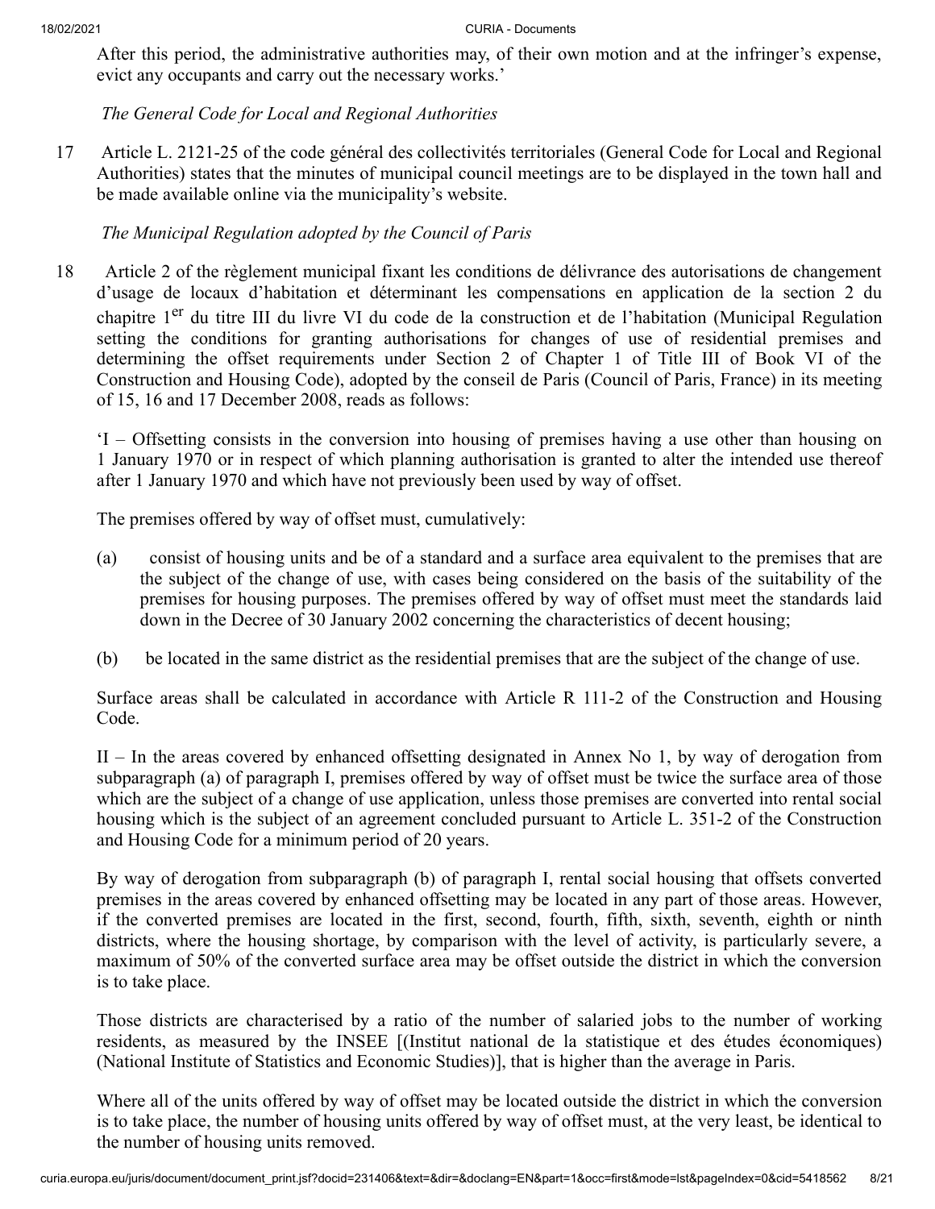After this period, the administrative authorities may, of their own motion and at the infringer's expense, evict any occupants and carry out the necessary works.'

*The General Code for Local and Regional Authorities*

17 Article L. 2121-25 of the code général des collectivités territoriales (General Code for Local and Regional Authorities) states that the minutes of municipal council meetings are to be displayed in the town hall and be made available online via the municipality's website.

*The Municipal Regulation adopted by the Council of Paris*

18 Article 2 of the règlement municipal fixant les conditions de délivrance des autorisations de changement d'usage de locaux d'habitation et déterminant les compensations en application de la section 2 du chapitre 1er du titre III du livre VI du code de la construction et de l'habitation (Municipal Regulation setting the conditions for granting authorisations for changes of use of residential premises and determining the offset requirements under Section 2 of Chapter 1 of Title III of Book VI of the Construction and Housing Code), adopted by the conseil de Paris (Council of Paris, France) in its meeting of 15, 16 and 17 December 2008, reads as follows:

'I – Offsetting consists in the conversion into housing of premises having a use other than housing on 1 January 1970 or in respect of which planning authorisation is granted to alter the intended use thereof after 1 January 1970 and which have not previously been used by way of offset.

The premises offered by way of offset must, cumulatively:

(a) consist of housing units and be of a standard and a surface area equivalent to the premises that are the subject of the change of use, with cases being considered on the basis of the suitability of the premises for housing purposes. The premises offered by way of offset must meet the standards laid down in the Decree of 30 January 2002 concerning the characteristics of decent housing;

(b) be located in the same district as the residential premises that are the subject of the change of use.

Surface areas shall be calculated in accordance with Article R 111-2 of the Construction and Housing Code.

II – In the areas covered by enhanced offsetting designated in Annex No 1, by way of derogation from subparagraph (a) of paragraph I, premises offered by way of offset must be twice the surface area of those which are the subject of a change of use application, unless those premises are converted into rental social housing which is the subject of an agreement concluded pursuant to Article L. 351-2 of the Construction and Housing Code for a minimum period of 20 years.

By way of derogation from subparagraph (b) of paragraph I, rental social housing that offsets converted premises in the areas covered by enhanced offsetting may be located in any part of those areas. However, if the converted premises are located in the first, second, fourth, fifth, sixth, seventh, eighth or ninth districts, where the housing shortage, by comparison with the level of activity, is particularly severe, a maximum of 50% of the converted surface area may be offset outside the district in which the conversion is to take place.

Those districts are characterised by a ratio of the number of salaried jobs to the number of working residents, as measured by the INSEE [(Institut national de la statistique et des études économiques) (National Institute of Statistics and Economic Studies)], that is higher than the average in Paris.

Where all of the units offered by way of offset may be located outside the district in which the conversion is to take place, the number of housing units offered by way of offset must, at the very least, be identical to the number of housing units removed.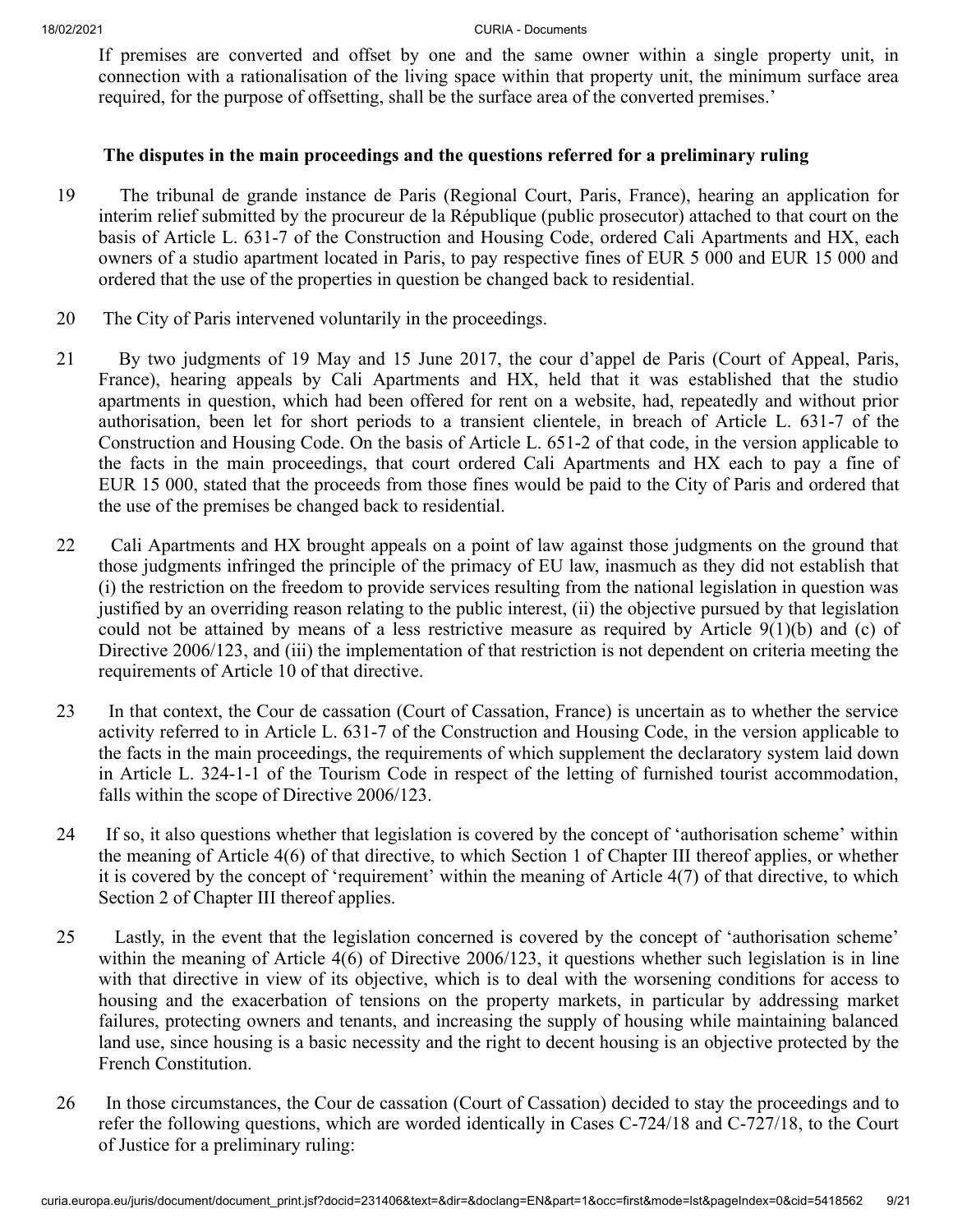If premises are converted and offset by one and the same owner within a single property unit, in connection with a rationalisation of the living space within that property unit, the minimum surface area required, for the purpose of offsetting, shall be the surface area of the converted premises.'

## The disputes in the main proceedings and the questions referred for a preliminary ruling

19 The tribunal de grande instance de Paris (Regional Court, Paris, France), hearing an application for interim relief submitted by the procureur de la République (public prosecutor) attached to that court on the basis of Article L. 631-7 of the Construction and Housing Code, ordered Cali Apartments and HX, each owners of a studio apartment located in Paris, to pay respective fines of EUR 5 000 and EUR 15 000 and ordered that the use of the properties in question be changed back to residential.

20 The City of Paris intervened voluntarily in the proceedings.

21 By two judgments of 19 May and 15 June 2017, the cour d'appel de Paris (Court of Appeal, Paris, France), hearing appeals by Cali Apartments and HX, held that it was established that the studio apartments in question, which had been offered for rent on a website, had, repeatedly and without prior authorisation, been let for short periods to a transient clientele, in breach of Article L. 631-7 of the Construction and Housing Code. On the basis of Article L. 651-2 of that code, in the version applicable to the facts in the main proceedings, that court ordered Cali Apartments and HX each to pay a fine of EUR 15 000, stated that the proceeds from those fines would be paid to the City of Paris and ordered that the use of the premises be changed back to residential.

22 Cali Apartments and HX brought appeals on a point of law against those judgments on the ground that those judgments infringed the principle of the primacy of EU law, inasmuch as they did not establish that (i) the restriction on the freedom to provide services resulting from the national legislation in question was justified by an overriding reason relating to the public interest, (ii) the objective pursued by that legislation could not be attained by means of a less restrictive measure as required by Article 9(1)(b) and (c) of Directive 2006/123, and (iii) the implementation of that restriction is not dependent on criteria meeting the requirements of Article 10 of that directive.

23 In that context, the Cour de cassation (Court of Cassation, France) is uncertain as to whether the service activity referred to in Article L. 631-7 of the Construction and Housing Code, in the version applicable to the facts in the main proceedings, the requirements of which supplement the declaratory system laid down in Article L. 324-1-1 of the Tourism Code in respect of the letting of furnished tourist accommodation, falls within the scope of Directive 2006/123.

24 If so, it also questions whether that legislation is covered by the concept of 'authorisation scheme' within the meaning of Article 4(6) of that directive, to which Section 1 of Chapter III thereof applies, or whether it is covered by the concept of 'requirement' within the meaning of Article 4(7) of that directive, to which Section 2 of Chapter III thereof applies.

25 Lastly, in the event that the legislation concerned is covered by the concept of 'authorisation scheme' within the meaning of Article 4(6) of Directive 2006/123, it questions whether such legislation is in line with that directive in view of its objective, which is to deal with the worsening conditions for access to housing and the exacerbation of tensions on the property markets, in particular by addressing market failures, protecting owners and tenants, and increasing the supply of housing while maintaining balanced land use, since housing is a basic necessity and the right to decent housing is an objective protected by the French Constitution.

26 In those circumstances, the Cour de cassation (Court of Cassation) decided to stay the proceedings and to refer the following questions, which are worded identically in Cases C-724/18 and C-727/18, to the Court of Justice for a preliminary ruling: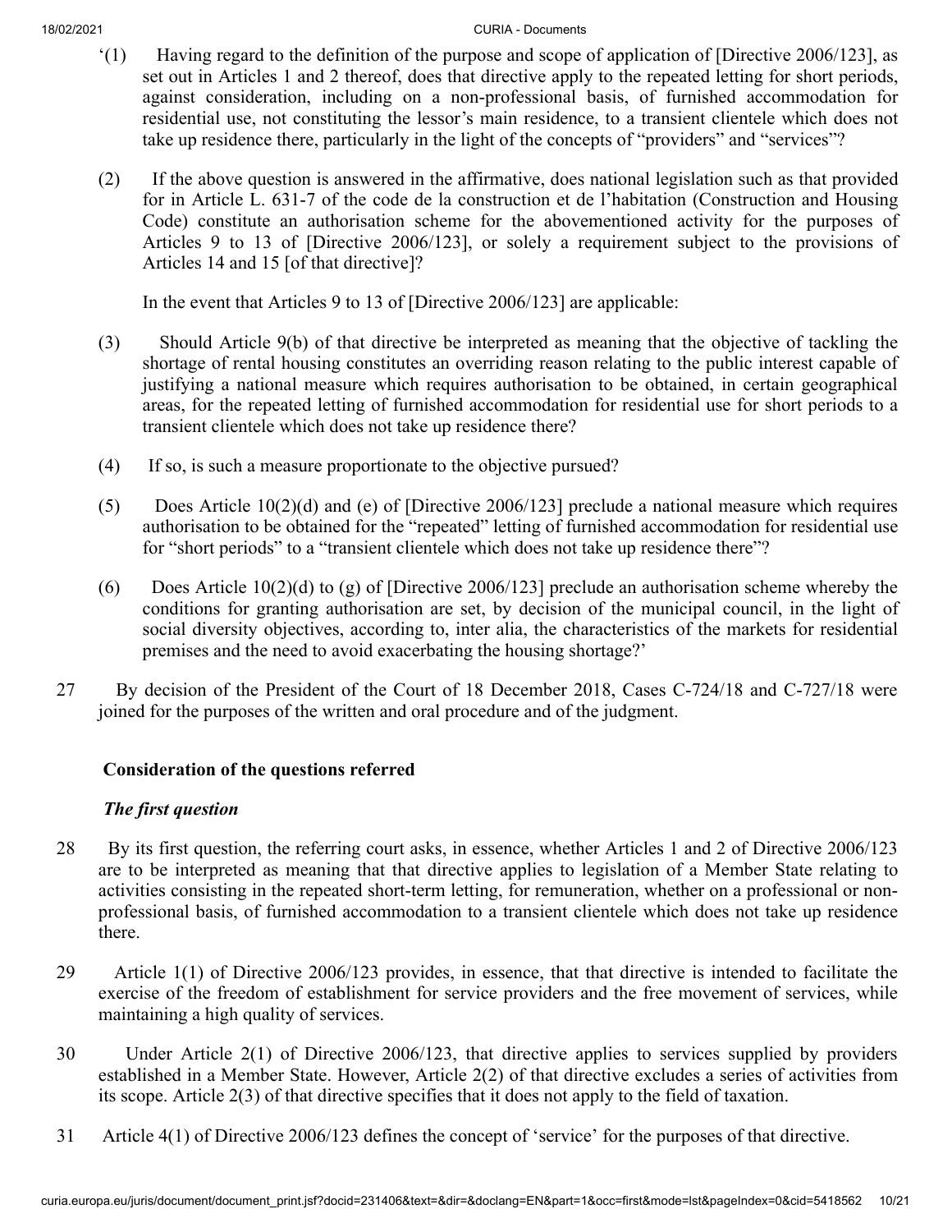'(1) Having regard to the definition of the purpose and scope of application of [Directive 2006/123], as set out in Articles 1 and 2 thereof, does that directive apply to the repeated letting for short periods, against consideration, including on a non-professional basis, of furnished accommodation for residential use, not constituting the lessor's main residence, to a transient clientele which does not take up residence there, particularly in the light of the concepts of "providers" and "services"?

(2) If the above question is answered in the affirmative, does national legislation such as that provided for in Article L. 631-7 of the code de la construction et de l'habitation (Construction and Housing Code) constitute an authorisation scheme for the abovementioned activity for the purposes of Articles 9 to 13 of [Directive 2006/123], or solely a requirement subject to the provisions of Articles 14 and 15 [of that directive]?

In the event that Articles 9 to 13 of [Directive 2006/123] are applicable:

(3) Should Article 9(b) of that directive be interpreted as meaning that the objective of tackling the shortage of rental housing constitutes an overriding reason relating to the public interest capable of justifying a national measure which requires authorisation to be obtained, in certain geographical areas, for the repeated letting of furnished accommodation for residential use for short periods to a transient clientele which does not take up residence there?

(4) If so, is such a measure proportionate to the objective pursued?

(5) Does Article 10(2)(d) and (e) of [Directive 2006/123] preclude a national measure which requires authorisation to be obtained for the "repeated" letting of furnished accommodation for residential use for "short periods" to a "transient clientele which does not take up residence there"?

(6) Does Article 10(2)(d) to (g) of [Directive 2006/123] preclude an authorisation scheme whereby the conditions for granting authorisation are set, by decision of the municipal council, in the light of social diversity objectives, according to, inter alia, the characteristics of the markets for residential premises and the need to avoid exacerbating the housing shortage?'

27 By decision of the President of the Court of 18 December 2018, Cases C-724/18 and C-727/18 were joined for the purposes of the written and oral procedure and of the judgment.

## Consideration of the questions referred

### *The first question*

28 By its first question, the referring court asks, in essence, whether Articles 1 and 2 of Directive 2006/123 are to be interpreted as meaning that that directive applies to legislation of a Member State relating to activities consisting in the repeated short-term letting, for remuneration, whether on a professional or non-professional basis, of furnished accommodation to a transient clientele which does not take up residence there.

29 Article 1(1) of Directive 2006/123 provides, in essence, that that directive is intended to facilitate the exercise of the freedom of establishment for service providers and the free movement of services, while maintaining a high quality of services.

30 Under Article 2(1) of Directive 2006/123, that directive applies to services supplied by providers established in a Member State. However, Article 2(2) of that directive excludes a series of activities from its scope. Article 2(3) of that directive specifies that it does not apply to the field of taxation.

31 Article 4(1) of Directive 2006/123 defines the concept of 'service' for the purposes of that directive.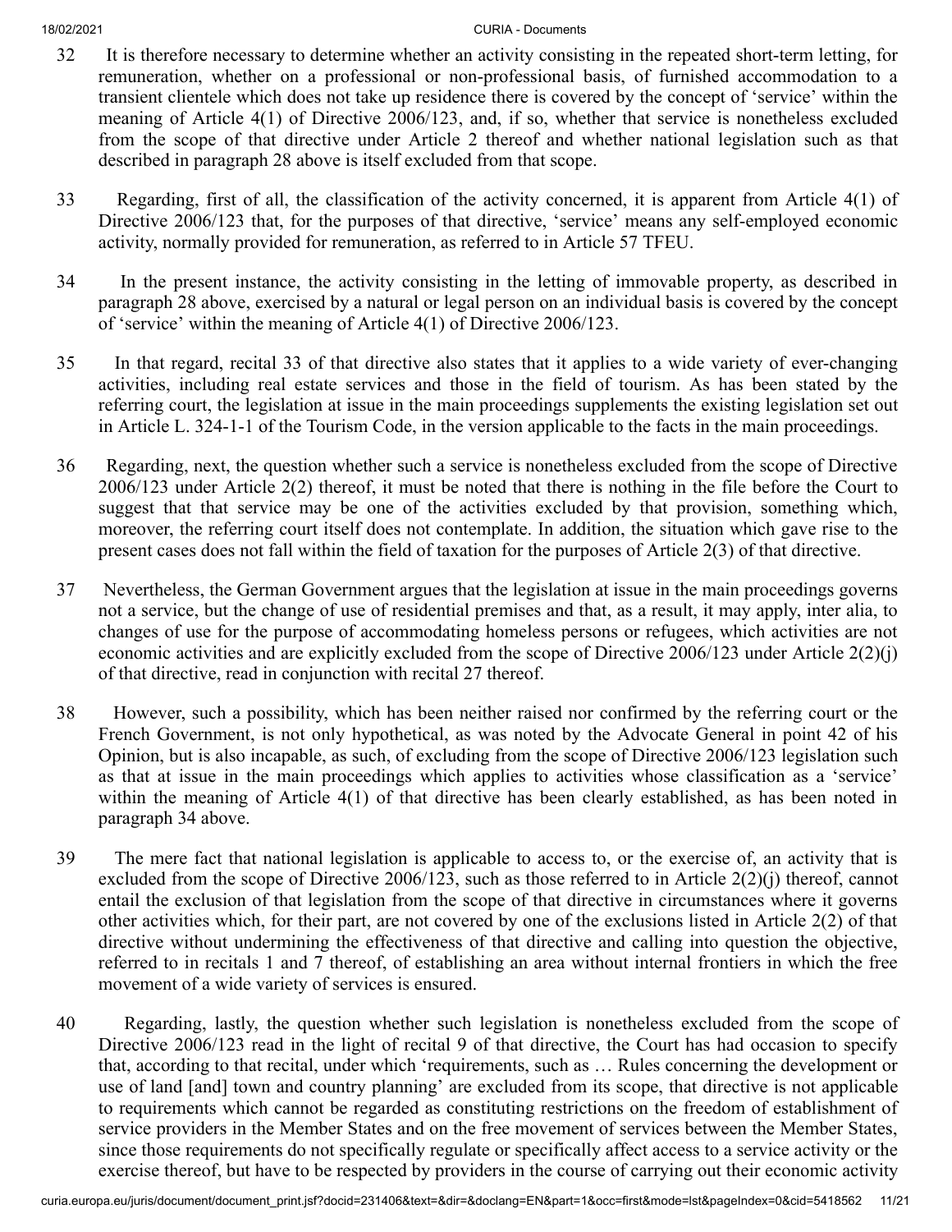32 It is therefore necessary to determine whether an activity consisting in the repeated short-term letting, for remuneration, whether on a professional or non-professional basis, of furnished accommodation to a transient clientele which does not take up residence there is covered by the concept of 'service' within the meaning of Article 4(1) of Directive 2006/123, and, if so, whether that service is nonetheless excluded from the scope of that directive under Article 2 thereof and whether national legislation such as that described in paragraph 28 above is itself excluded from that scope.

33 Regarding, first of all, the classification of the activity concerned, it is apparent from Article 4(1) of Directive 2006/123 that, for the purposes of that directive, 'service' means any self-employed economic activity, normally provided for remuneration, as referred to in Article 57 TFEU.

34 In the present instance, the activity consisting in the letting of immovable property, as described in paragraph 28 above, exercised by a natural or legal person on an individual basis is covered by the concept of 'service' within the meaning of Article 4(1) of Directive 2006/123.

35 In that regard, recital 33 of that directive also states that it applies to a wide variety of ever-changing activities, including real estate services and those in the field of tourism. As has been stated by the referring court, the legislation at issue in the main proceedings supplements the existing legislation set out in Article L. 324-1-1 of the Tourism Code, in the version applicable to the facts in the main proceedings.

36 Regarding, next, the question whether such a service is nonetheless excluded from the scope of Directive 2006/123 under Article 2(2) thereof, it must be noted that there is nothing in the file before the Court to suggest that that service may be one of the activities excluded by that provision, something which, moreover, the referring court itself does not contemplate. In addition, the situation which gave rise to the present cases does not fall within the field of taxation for the purposes of Article 2(3) of that directive.

37 Nevertheless, the German Government argues that the legislation at issue in the main proceedings governs not a service, but the change of use of residential premises and that, as a result, it may apply, inter alia, to changes of use for the purpose of accommodating homeless persons or refugees, which activities are not economic activities and are explicitly excluded from the scope of Directive 2006/123 under Article 2(2)(j) of that directive, read in conjunction with recital 27 thereof.

38 However, such a possibility, which has been neither raised nor confirmed by the referring court or the French Government, is not only hypothetical, as was noted by the Advocate General in point 42 of his Opinion, but is also incapable, as such, of excluding from the scope of Directive 2006/123 legislation such as that at issue in the main proceedings which applies to activities whose classification as a 'service' within the meaning of Article 4(1) of that directive has been clearly established, as has been noted in paragraph 34 above.

39 The mere fact that national legislation is applicable to access to, or the exercise of, an activity that is excluded from the scope of Directive 2006/123, such as those referred to in Article 2(2)(j) thereof, cannot entail the exclusion of that legislation from the scope of that directive in circumstances where it governs other activities which, for their part, are not covered by one of the exclusions listed in Article 2(2) of that directive without undermining the effectiveness of that directive and calling into question the objective, referred to in recitals 1 and 7 thereof, of establishing an area without internal frontiers in which the free movement of a wide variety of services is ensured.

40 Regarding, lastly, the question whether such legislation is nonetheless excluded from the scope of Directive 2006/123 read in the light of recital 9 of that directive, the Court has had occasion to specify that, according to that recital, under which 'requirements, such as … Rules concerning the development or use of land [and] town and country planning' are excluded from its scope, that directive is not applicable to requirements which cannot be regarded as constituting restrictions on the freedom of establishment of service providers in the Member States and on the free movement of services between the Member States, since those requirements do not specifically regulate or specifically affect access to a service activity or the exercise thereof, but have to be respected by providers in the course of carrying out their economic activity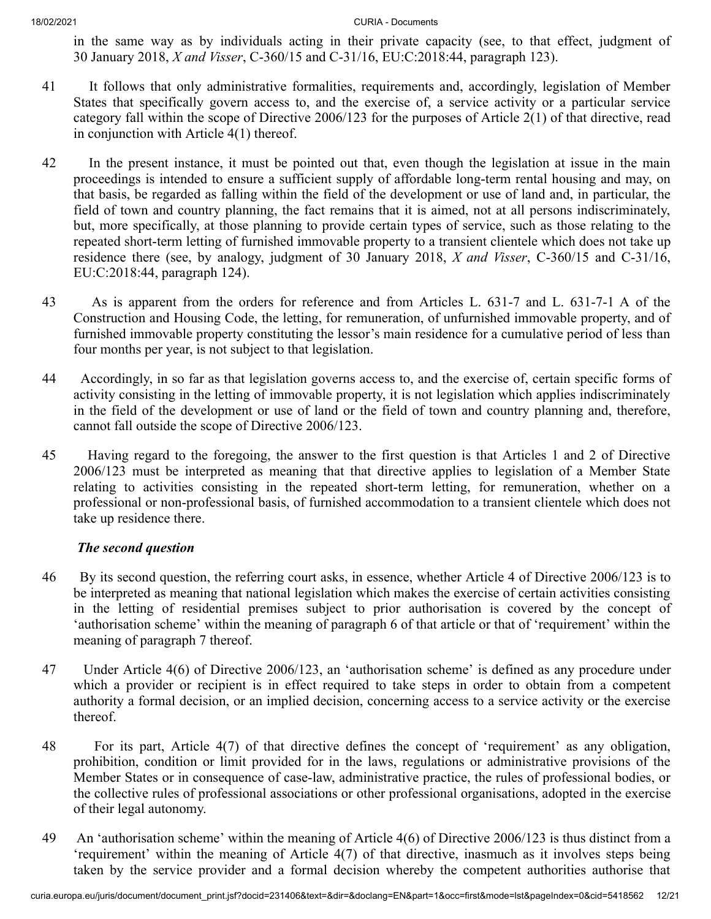in the same way as by individuals acting in their private capacity (see, to that effect, judgment of 30 January 2018, *X and Visser*, C‑360/15 and C‑31/16, EU:C:2018:44, paragraph 123).

41 It follows that only administrative formalities, requirements and, accordingly, legislation of Member States that specifically govern access to, and the exercise of, a service activity or a particular service category fall within the scope of Directive 2006/123 for the purposes of Article 2(1) of that directive, read in conjunction with Article 4(1) thereof.

42 In the present instance, it must be pointed out that, even though the legislation at issue in the main proceedings is intended to ensure a sufficient supply of affordable long-term rental housing and may, on that basis, be regarded as falling within the field of the development or use of land and, in particular, the field of town and country planning, the fact remains that it is aimed, not at all persons indiscriminately, but, more specifically, at those planning to provide certain types of service, such as those relating to the repeated short-term letting of furnished immovable property to a transient clientele which does not take up residence there (see, by analogy, judgment of 30 January 2018, *X and Visser*, C‑360/15 and C‑31/16, EU:C:2018:44, paragraph 124).

43 As is apparent from the orders for reference and from Articles L. 631-7 and L. 631-7-1 A of the Construction and Housing Code, the letting, for remuneration, of unfurnished immovable property, and of furnished immovable property constituting the lessor's main residence for a cumulative period of less than four months per year, is not subject to that legislation.

44 Accordingly, in so far as that legislation governs access to, and the exercise of, certain specific forms of activity consisting in the letting of immovable property, it is not legislation which applies indiscriminately in the field of the development or use of land or the field of town and country planning and, therefore, cannot fall outside the scope of Directive 2006/123.

45 Having regard to the foregoing, the answer to the first question is that Articles 1 and 2 of Directive 2006/123 must be interpreted as meaning that that directive applies to legislation of a Member State relating to activities consisting in the repeated short-term letting, for remuneration, whether on a professional or non-professional basis, of furnished accommodation to a transient clientele which does not take up residence there.

*The second question*

46 By its second question, the referring court asks, in essence, whether Article 4 of Directive 2006/123 is to be interpreted as meaning that national legislation which makes the exercise of certain activities consisting in the letting of residential premises subject to prior authorisation is covered by the concept of 'authorisation scheme' within the meaning of paragraph 6 of that article or that of 'requirement' within the meaning of paragraph 7 thereof.

47 Under Article 4(6) of Directive 2006/123, an 'authorisation scheme' is defined as any procedure under which a provider or recipient is in effect required to take steps in order to obtain from a competent authority a formal decision, or an implied decision, concerning access to a service activity or the exercise thereof.

48 For its part, Article 4(7) of that directive defines the concept of 'requirement' as any obligation, prohibition, condition or limit provided for in the laws, regulations or administrative provisions of the Member States or in consequence of case-law, administrative practice, the rules of professional bodies, or the collective rules of professional associations or other professional organisations, adopted in the exercise of their legal autonomy.

49 An 'authorisation scheme' within the meaning of Article 4(6) of Directive 2006/123 is thus distinct from a 'requirement' within the meaning of Article 4(7) of that directive, inasmuch as it involves steps being taken by the service provider and a formal decision whereby the competent authorities authorise that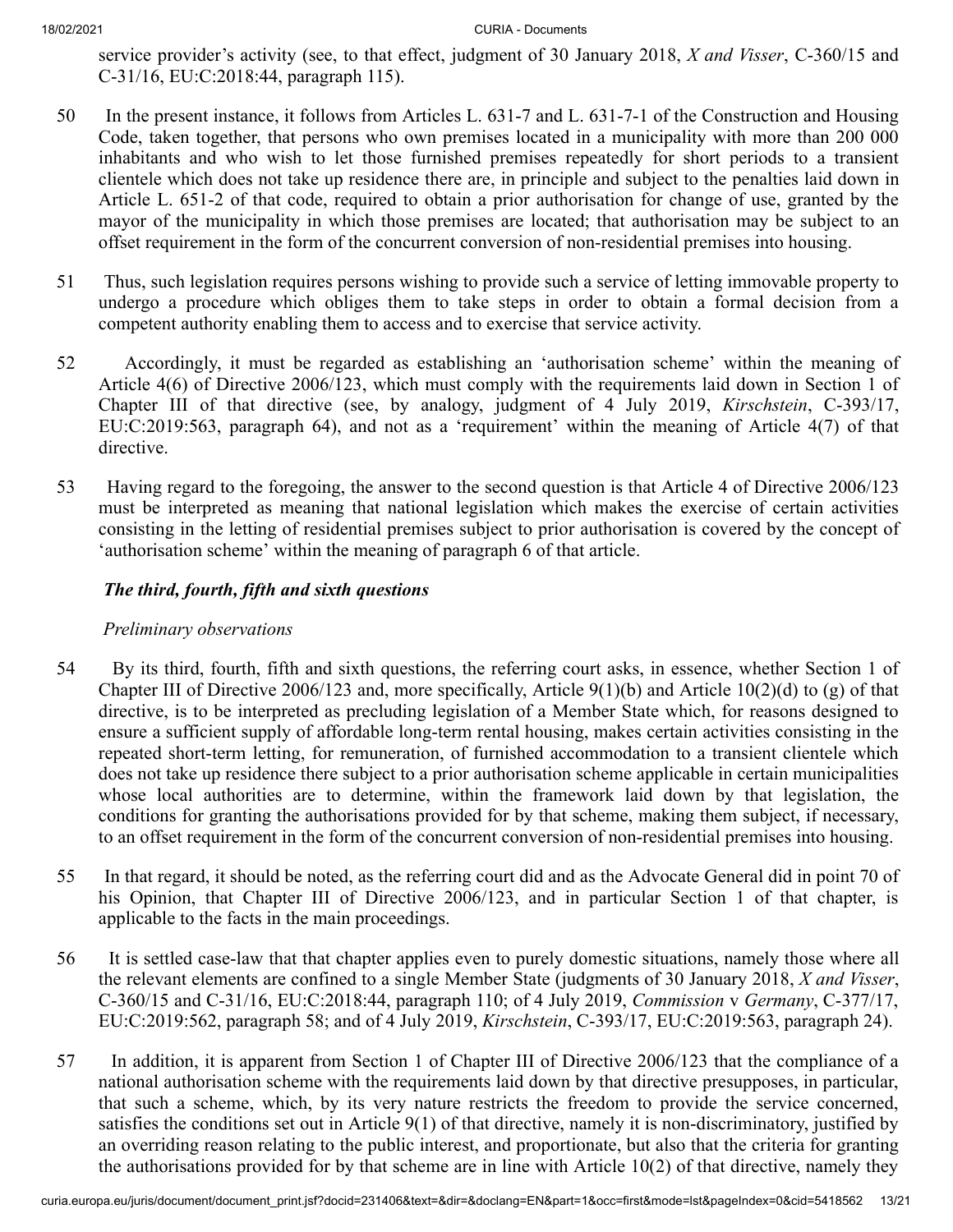service provider's activity (see, to that effect, judgment of 30 January 2018, *X and Visser*, C-360/15 and C-31/16, EU:C:2018:44, paragraph 115).

50 In the present instance, it follows from Articles L. 631-7 and L. 631-7-1 of the Construction and Housing Code, taken together, that persons who own premises located in a municipality with more than 200 000 inhabitants and who wish to let those furnished premises repeatedly for short periods to a transient clientele which does not take up residence there are, in principle and subject to the penalties laid down in Article L. 651-2 of that code, required to obtain a prior authorisation for change of use, granted by the mayor of the municipality in which those premises are located; that authorisation may be subject to an offset requirement in the form of the concurrent conversion of non-residential premises into housing.

51 Thus, such legislation requires persons wishing to provide such a service of letting immovable property to undergo a procedure which obliges them to take steps in order to obtain a formal decision from a competent authority enabling them to access and to exercise that service activity.

52 Accordingly, it must be regarded as establishing an 'authorisation scheme' within the meaning of Article 4(6) of Directive 2006/123, which must comply with the requirements laid down in Section 1 of Chapter III of that directive (see, by analogy, judgment of 4 July 2019, *Kirschstein*, C-393/17, EU:C:2019:563, paragraph 64), and not as a 'requirement' within the meaning of Article 4(7) of that directive.

53 Having regard to the foregoing, the answer to the second question is that Article 4 of Directive 2006/123 must be interpreted as meaning that national legislation which makes the exercise of certain activities consisting in the letting of residential premises subject to prior authorisation is covered by the concept of 'authorisation scheme' within the meaning of paragraph 6 of that article.

### *The third, fourth, fifth and sixth questions*

#### *Preliminary observations*

54 By its third, fourth, fifth and sixth questions, the referring court asks, in essence, whether Section 1 of Chapter III of Directive 2006/123 and, more specifically, Article 9(1)(b) and Article 10(2)(d) to (g) of that directive, is to be interpreted as precluding legislation of a Member State which, for reasons designed to ensure a sufficient supply of affordable long-term rental housing, makes certain activities consisting in the repeated short-term letting, for remuneration, of furnished accommodation to a transient clientele which does not take up residence there subject to a prior authorisation scheme applicable in certain municipalities whose local authorities are to determine, within the framework laid down by that legislation, the conditions for granting the authorisations provided for by that scheme, making them subject, if necessary, to an offset requirement in the form of the concurrent conversion of non-residential premises into housing.

55 In that regard, it should be noted, as the referring court did and as the Advocate General did in point 70 of his Opinion, that Chapter III of Directive 2006/123, and in particular Section 1 of that chapter, is applicable to the facts in the main proceedings.

56 It is settled case-law that that chapter applies even to purely domestic situations, namely those where all the relevant elements are confined to a single Member State (judgments of 30 January 2018, *X and Visser*, C-360/15 and C-31/16, EU:C:2018:44, paragraph 110; of 4 July 2019, *Commission* v *Germany*, C-377/17, EU:C:2019:562, paragraph 58; and of 4 July 2019, *Kirschstein*, C-393/17, EU:C:2019:563, paragraph 24).

57 In addition, it is apparent from Section 1 of Chapter III of Directive 2006/123 that the compliance of a national authorisation scheme with the requirements laid down by that directive presupposes, in particular, that such a scheme, which, by its very nature restricts the freedom to provide the service concerned, satisfies the conditions set out in Article 9(1) of that directive, namely it is non-discriminatory, justified by an overriding reason relating to the public interest, and proportionate, but also that the criteria for granting the authorisations provided for by that scheme are in line with Article 10(2) of that directive, namely they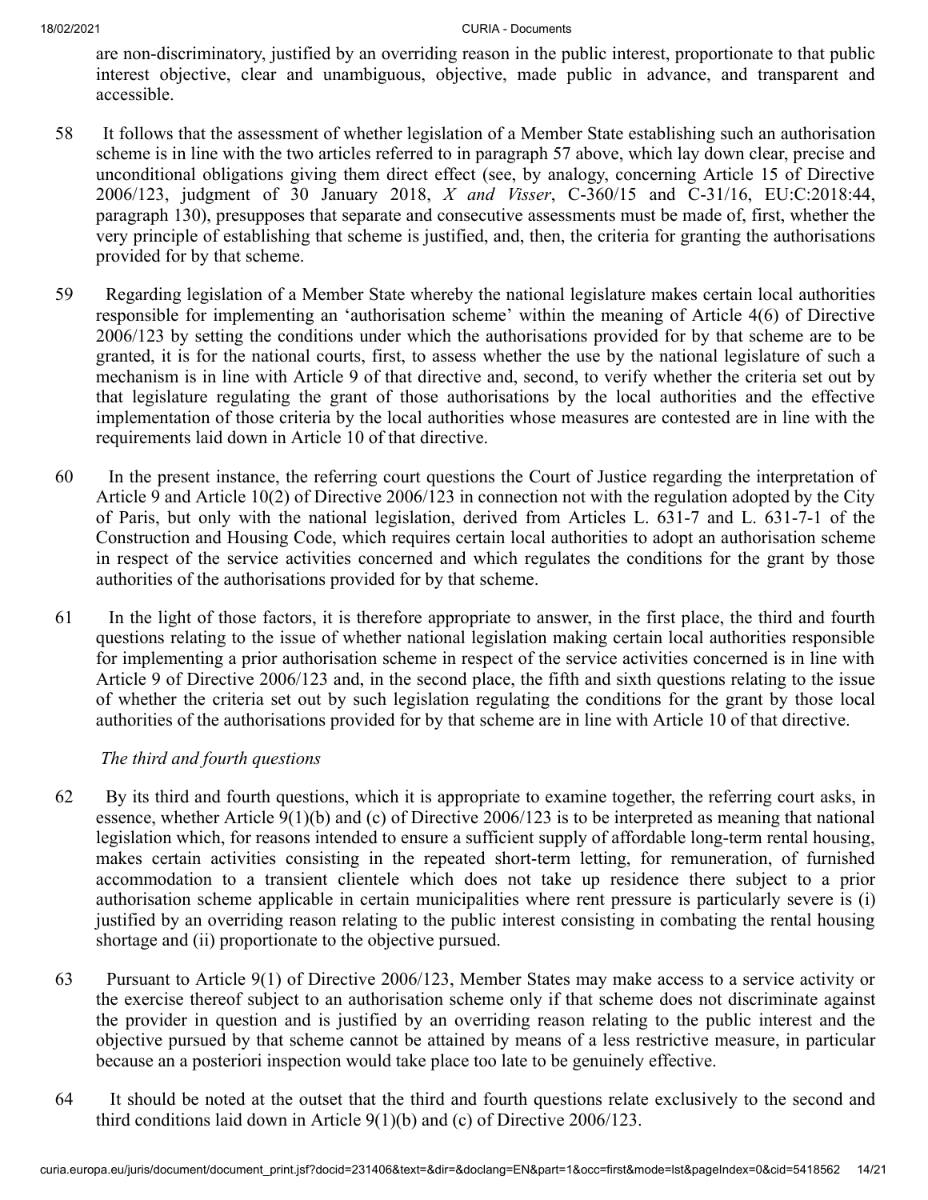are non-discriminatory, justified by an overriding reason in the public interest, proportionate to that public interest objective, clear and unambiguous, objective, made public in advance, and transparent and accessible.

58 It follows that the assessment of whether legislation of a Member State establishing such an authorisation scheme is in line with the two articles referred to in paragraph 57 above, which lay down clear, precise and unconditional obligations giving them direct effect (see, by analogy, concerning Article 15 of Directive 2006/123, judgment of 30 January 2018, *X and Visser*, C‑360/15 and C‑31/16, EU:C:2018:44, paragraph 130), presupposes that separate and consecutive assessments must be made of, first, whether the very principle of establishing that scheme is justified, and, then, the criteria for granting the authorisations provided for by that scheme.

59 Regarding legislation of a Member State whereby the national legislature makes certain local authorities responsible for implementing an 'authorisation scheme' within the meaning of Article 4(6) of Directive 2006/123 by setting the conditions under which the authorisations provided for by that scheme are to be granted, it is for the national courts, first, to assess whether the use by the national legislature of such a mechanism is in line with Article 9 of that directive and, second, to verify whether the criteria set out by that legislature regulating the grant of those authorisations by the local authorities and the effective implementation of those criteria by the local authorities whose measures are contested are in line with the requirements laid down in Article 10 of that directive.

60 In the present instance, the referring court questions the Court of Justice regarding the interpretation of Article 9 and Article 10(2) of Directive 2006/123 in connection not with the regulation adopted by the City of Paris, but only with the national legislation, derived from Articles L. 631-7 and L. 631-7-1 of the Construction and Housing Code, which requires certain local authorities to adopt an authorisation scheme in respect of the service activities concerned and which regulates the conditions for the grant by those authorities of the authorisations provided for by that scheme.

61 In the light of those factors, it is therefore appropriate to answer, in the first place, the third and fourth questions relating to the issue of whether national legislation making certain local authorities responsible for implementing a prior authorisation scheme in respect of the service activities concerned is in line with Article 9 of Directive 2006/123 and, in the second place, the fifth and sixth questions relating to the issue of whether the criteria set out by such legislation regulating the conditions for the grant by those local authorities of the authorisations provided for by that scheme are in line with Article 10 of that directive.

*The third and fourth questions*

62 By its third and fourth questions, which it is appropriate to examine together, the referring court asks, in essence, whether Article 9(1)(b) and (c) of Directive 2006/123 is to be interpreted as meaning that national legislation which, for reasons intended to ensure a sufficient supply of affordable long-term rental housing, makes certain activities consisting in the repeated short-term letting, for remuneration, of furnished accommodation to a transient clientele which does not take up residence there subject to a prior authorisation scheme applicable in certain municipalities where rent pressure is particularly severe is (i) justified by an overriding reason relating to the public interest consisting in combating the rental housing shortage and (ii) proportionate to the objective pursued.

63 Pursuant to Article 9(1) of Directive 2006/123, Member States may make access to a service activity or the exercise thereof subject to an authorisation scheme only if that scheme does not discriminate against the provider in question and is justified by an overriding reason relating to the public interest and the objective pursued by that scheme cannot be attained by means of a less restrictive measure, in particular because an a posteriori inspection would take place too late to be genuinely effective.

64 It should be noted at the outset that the third and fourth questions relate exclusively to the second and third conditions laid down in Article 9(1)(b) and (c) of Directive 2006/123.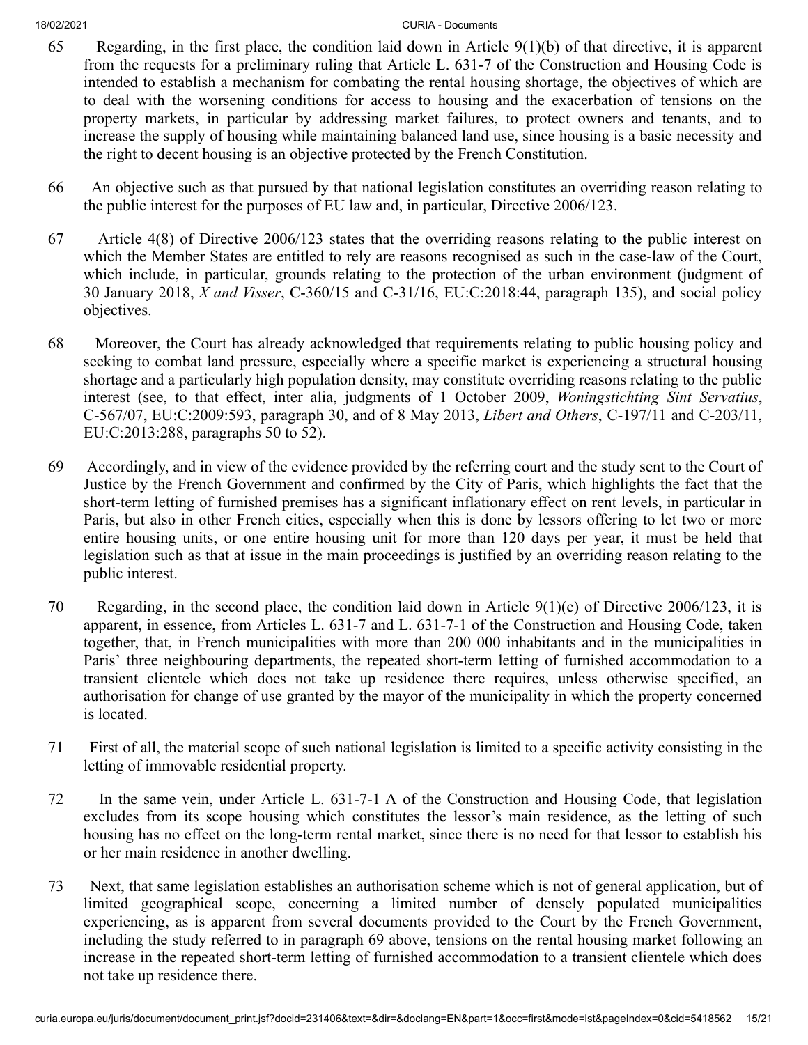65 Regarding, in the first place, the condition laid down in Article 9(1)(b) of that directive, it is apparent from the requests for a preliminary ruling that Article L. 631-7 of the Construction and Housing Code is intended to establish a mechanism for combating the rental housing shortage, the objectives of which are to deal with the worsening conditions for access to housing and the exacerbation of tensions on the property markets, in particular by addressing market failures, to protect owners and tenants, and to increase the supply of housing while maintaining balanced land use, since housing is a basic necessity and the right to decent housing is an objective protected by the French Constitution.

66 An objective such as that pursued by that national legislation constitutes an overriding reason relating to the public interest for the purposes of EU law and, in particular, Directive 2006/123.

67 Article 4(8) of Directive 2006/123 states that the overriding reasons relating to the public interest on which the Member States are entitled to rely are reasons recognised as such in the case-law of the Court, which include, in particular, grounds relating to the protection of the urban environment (judgment of 30 January 2018, *X and Visser*, C-360/15 and C-31/16, EU:C:2018:44, paragraph 135), and social policy objectives.

68 Moreover, the Court has already acknowledged that requirements relating to public housing policy and seeking to combat land pressure, especially where a specific market is experiencing a structural housing shortage and a particularly high population density, may constitute overriding reasons relating to the public interest (see, to that effect, inter alia, judgments of 1 October 2009, *Woningstichting Sint Servatius*, C-567/07, EU:C:2009:593, paragraph 30, and of 8 May 2013, *Libert and Others*, C-197/11 and C-203/11, EU:C:2013:288, paragraphs 50 to 52).

69 Accordingly, and in view of the evidence provided by the referring court and the study sent to the Court of Justice by the French Government and confirmed by the City of Paris, which highlights the fact that the short-term letting of furnished premises has a significant inflationary effect on rent levels, in particular in Paris, but also in other French cities, especially when this is done by lessors offering to let two or more entire housing units, or one entire housing unit for more than 120 days per year, it must be held that legislation such as that at issue in the main proceedings is justified by an overriding reason relating to the public interest.

70 Regarding, in the second place, the condition laid down in Article 9(1)(c) of Directive 2006/123, it is apparent, in essence, from Articles L. 631-7 and L. 631-7-1 of the Construction and Housing Code, taken together, that, in French municipalities with more than 200 000 inhabitants and in the municipalities in Paris' three neighbouring departments, the repeated short-term letting of furnished accommodation to a transient clientele which does not take up residence there requires, unless otherwise specified, an authorisation for change of use granted by the mayor of the municipality in which the property concerned is located.

71 First of all, the material scope of such national legislation is limited to a specific activity consisting in the letting of immovable residential property.

72 In the same vein, under Article L. 631-7-1 A of the Construction and Housing Code, that legislation excludes from its scope housing which constitutes the lessor's main residence, as the letting of such housing has no effect on the long-term rental market, since there is no need for that lessor to establish his or her main residence in another dwelling.

73 Next, that same legislation establishes an authorisation scheme which is not of general application, but of limited geographical scope, concerning a limited number of densely populated municipalities experiencing, as is apparent from several documents provided to the Court by the French Government, including the study referred to in paragraph 69 above, tensions on the rental housing market following an increase in the repeated short-term letting of furnished accommodation to a transient clientele which does not take up residence there.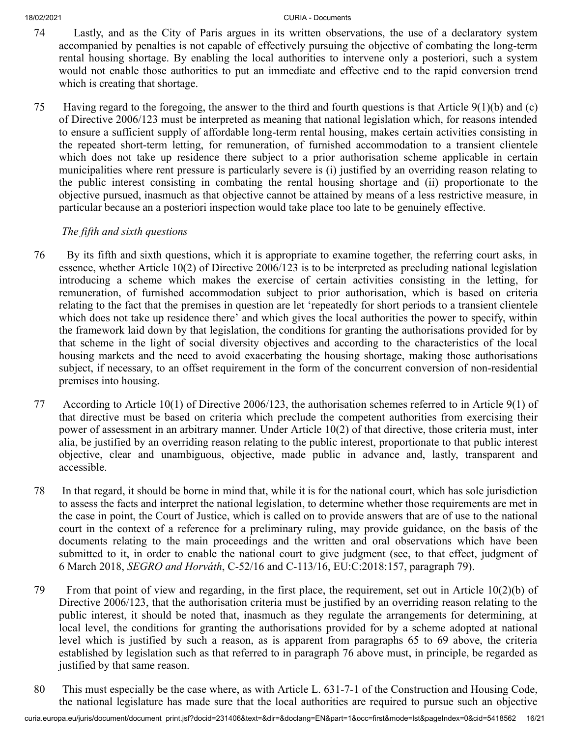74 Lastly, and as the City of Paris argues in its written observations, the use of a declaratory system accompanied by penalties is not capable of effectively pursuing the objective of combating the long-term rental housing shortage. By enabling the local authorities to intervene only a posteriori, such a system would not enable those authorities to put an immediate and effective end to the rapid conversion trend which is creating that shortage.

75 Having regard to the foregoing, the answer to the third and fourth questions is that Article 9(1)(b) and (c) of Directive 2006/123 must be interpreted as meaning that national legislation which, for reasons intended to ensure a sufficient supply of affordable long-term rental housing, makes certain activities consisting in the repeated short-term letting, for remuneration, of furnished accommodation to a transient clientele which does not take up residence there subject to a prior authorisation scheme applicable in certain municipalities where rent pressure is particularly severe is (i) justified by an overriding reason relating to the public interest consisting in combating the rental housing shortage and (ii) proportionate to the objective pursued, inasmuch as that objective cannot be attained by means of a less restrictive measure, in particular because an a posteriori inspection would take place too late to be genuinely effective.

*The fifth and sixth questions*

76 By its fifth and sixth questions, which it is appropriate to examine together, the referring court asks, in essence, whether Article 10(2) of Directive 2006/123 is to be interpreted as precluding national legislation introducing a scheme which makes the exercise of certain activities consisting in the letting, for remuneration, of furnished accommodation subject to prior authorisation, which is based on criteria relating to the fact that the premises in question are let 'repeatedly for short periods to a transient clientele which does not take up residence there' and which gives the local authorities the power to specify, within the framework laid down by that legislation, the conditions for granting the authorisations provided for by that scheme in the light of social diversity objectives and according to the characteristics of the local housing markets and the need to avoid exacerbating the housing shortage, making those authorisations subject, if necessary, to an offset requirement in the form of the concurrent conversion of non-residential premises into housing.

77 According to Article 10(1) of Directive 2006/123, the authorisation schemes referred to in Article 9(1) of that directive must be based on criteria which preclude the competent authorities from exercising their power of assessment in an arbitrary manner. Under Article 10(2) of that directive, those criteria must, inter alia, be justified by an overriding reason relating to the public interest, proportionate to that public interest objective, clear and unambiguous, objective, made public in advance and, lastly, transparent and accessible.

78 In that regard, it should be borne in mind that, while it is for the national court, which has sole jurisdiction to assess the facts and interpret the national legislation, to determine whether those requirements are met in the case in point, the Court of Justice, which is called on to provide answers that are of use to the national court in the context of a reference for a preliminary ruling, may provide guidance, on the basis of the documents relating to the main proceedings and the written and oral observations which have been submitted to it, in order to enable the national court to give judgment (see, to that effect, judgment of 6 March 2018, *SEGRO and Horváth*, C-52/16 and C-113/16, EU:C:2018:157, paragraph 79).

79 From that point of view and regarding, in the first place, the requirement, set out in Article 10(2)(b) of Directive 2006/123, that the authorisation criteria must be justified by an overriding reason relating to the public interest, it should be noted that, inasmuch as they regulate the arrangements for determining, at local level, the conditions for granting the authorisations provided for by a scheme adopted at national level which is justified by such a reason, as is apparent from paragraphs 65 to 69 above, the criteria established by legislation such as that referred to in paragraph 76 above must, in principle, be regarded as justified by that same reason.

80 This must especially be the case where, as with Article L. 631-7-1 of the Construction and Housing Code, the national legislature has made sure that the local authorities are required to pursue such an objective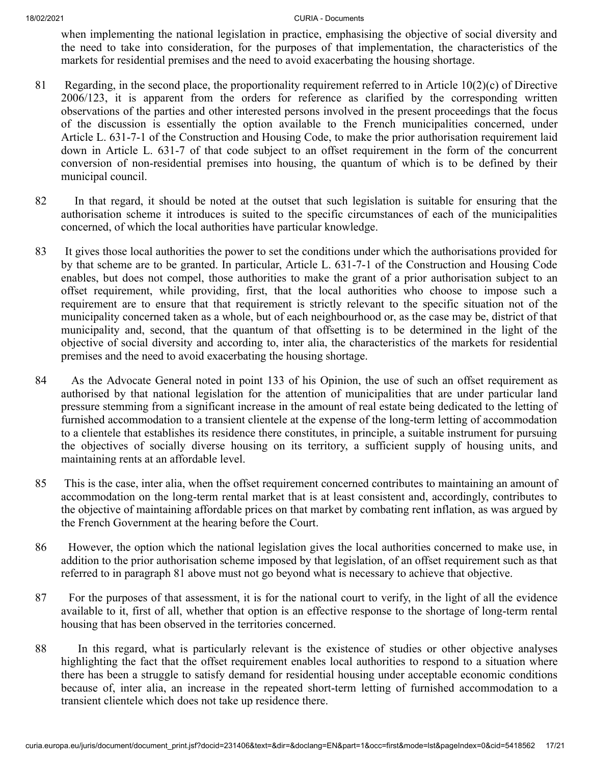when implementing the national legislation in practice, emphasising the objective of social diversity and the need to take into consideration, for the purposes of that implementation, the characteristics of the markets for residential premises and the need to avoid exacerbating the housing shortage.

81 Regarding, in the second place, the proportionality requirement referred to in Article 10(2)(c) of Directive 2006/123, it is apparent from the orders for reference as clarified by the corresponding written observations of the parties and other interested persons involved in the present proceedings that the focus of the discussion is essentially the option available to the French municipalities concerned, under Article L. 631-7-1 of the Construction and Housing Code, to make the prior authorisation requirement laid down in Article L. 631-7 of that code subject to an offset requirement in the form of the concurrent conversion of non-residential premises into housing, the quantum of which is to be defined by their municipal council.

82 In that regard, it should be noted at the outset that such legislation is suitable for ensuring that the authorisation scheme it introduces is suited to the specific circumstances of each of the municipalities concerned, of which the local authorities have particular knowledge.

83 It gives those local authorities the power to set the conditions under which the authorisations provided for by that scheme are to be granted. In particular, Article L. 631-7-1 of the Construction and Housing Code enables, but does not compel, those authorities to make the grant of a prior authorisation subject to an offset requirement, while providing, first, that the local authorities who choose to impose such a requirement are to ensure that that requirement is strictly relevant to the specific situation not of the municipality concerned taken as a whole, but of each neighbourhood or, as the case may be, district of that municipality and, second, that the quantum of that offsetting is to be determined in the light of the objective of social diversity and according to, inter alia, the characteristics of the markets for residential premises and the need to avoid exacerbating the housing shortage.

84 As the Advocate General noted in point 133 of his Opinion, the use of such an offset requirement as authorised by that national legislation for the attention of municipalities that are under particular land pressure stemming from a significant increase in the amount of real estate being dedicated to the letting of furnished accommodation to a transient clientele at the expense of the long-term letting of accommodation to a clientele that establishes its residence there constitutes, in principle, a suitable instrument for pursuing the objectives of socially diverse housing on its territory, a sufficient supply of housing units, and maintaining rents at an affordable level.

85 This is the case, inter alia, when the offset requirement concerned contributes to maintaining an amount of accommodation on the long-term rental market that is at least consistent and, accordingly, contributes to the objective of maintaining affordable prices on that market by combating rent inflation, as was argued by the French Government at the hearing before the Court.

86 However, the option which the national legislation gives the local authorities concerned to make use, in addition to the prior authorisation scheme imposed by that legislation, of an offset requirement such as that referred to in paragraph 81 above must not go beyond what is necessary to achieve that objective.

87 For the purposes of that assessment, it is for the national court to verify, in the light of all the evidence available to it, first of all, whether that option is an effective response to the shortage of long-term rental housing that has been observed in the territories concerned.

88 In this regard, what is particularly relevant is the existence of studies or other objective analyses highlighting the fact that the offset requirement enables local authorities to respond to a situation where there has been a struggle to satisfy demand for residential housing under acceptable economic conditions because of, inter alia, an increase in the repeated short-term letting of furnished accommodation to a transient clientele which does not take up residence there.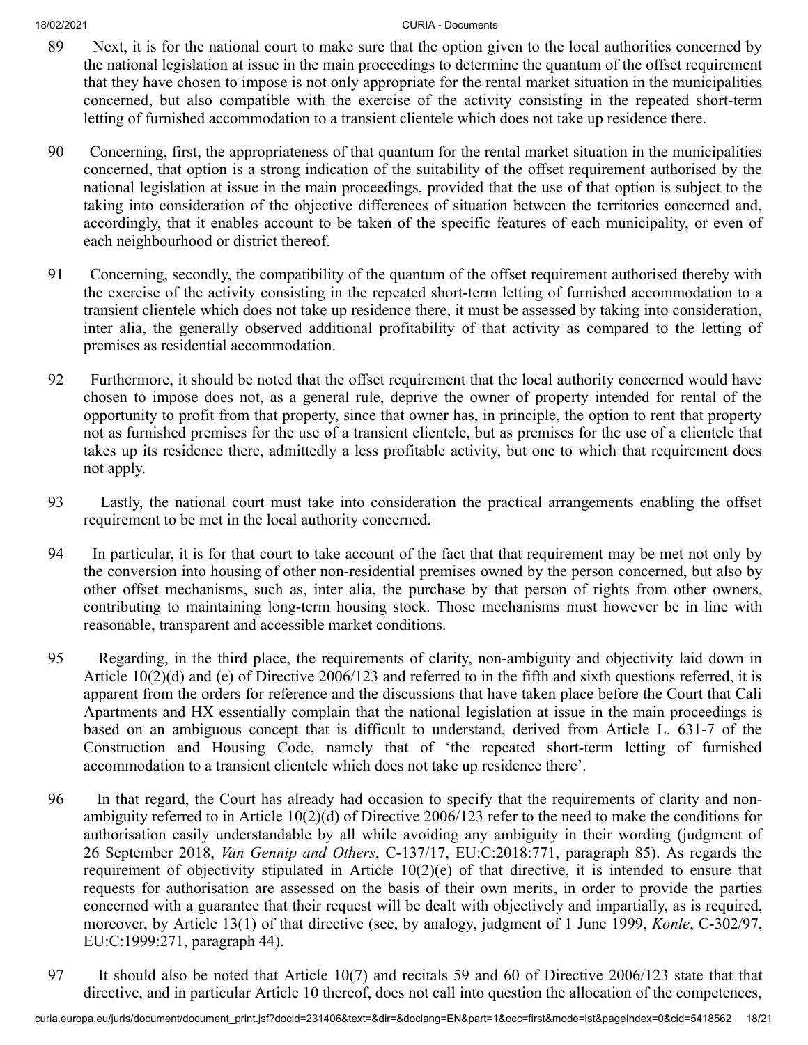89 Next, it is for the national court to make sure that the option given to the local authorities concerned by the national legislation at issue in the main proceedings to determine the quantum of the offset requirement that they have chosen to impose is not only appropriate for the rental market situation in the municipalities concerned, but also compatible with the exercise of the activity consisting in the repeated short-term letting of furnished accommodation to a transient clientele which does not take up residence there.

90 Concerning, first, the appropriateness of that quantum for the rental market situation in the municipalities concerned, that option is a strong indication of the suitability of the offset requirement authorised by the national legislation at issue in the main proceedings, provided that the use of that option is subject to the taking into consideration of the objective differences of situation between the territories concerned and, accordingly, that it enables account to be taken of the specific features of each municipality, or even of each neighbourhood or district thereof.

91 Concerning, secondly, the compatibility of the quantum of the offset requirement authorised thereby with the exercise of the activity consisting in the repeated short-term letting of furnished accommodation to a transient clientele which does not take up residence there, it must be assessed by taking into consideration, inter alia, the generally observed additional profitability of that activity as compared to the letting of premises as residential accommodation.

92 Furthermore, it should be noted that the offset requirement that the local authority concerned would have chosen to impose does not, as a general rule, deprive the owner of property intended for rental of the opportunity to profit from that property, since that owner has, in principle, the option to rent that property not as furnished premises for the use of a transient clientele, but as premises for the use of a clientele that takes up its residence there, admittedly a less profitable activity, but one to which that requirement does not apply.

93 Lastly, the national court must take into consideration the practical arrangements enabling the offset requirement to be met in the local authority concerned.

94 In particular, it is for that court to take account of the fact that that requirement may be met not only by the conversion into housing of other non-residential premises owned by the person concerned, but also by other offset mechanisms, such as, inter alia, the purchase by that person of rights from other owners, contributing to maintaining long-term housing stock. Those mechanisms must however be in line with reasonable, transparent and accessible market conditions.

95 Regarding, in the third place, the requirements of clarity, non-ambiguity and objectivity laid down in Article 10(2)(d) and (e) of Directive 2006/123 and referred to in the fifth and sixth questions referred, it is apparent from the orders for reference and the discussions that have taken place before the Court that Cali Apartments and HX essentially complain that the national legislation at issue in the main proceedings is based on an ambiguous concept that is difficult to understand, derived from Article L. 631-7 of the Construction and Housing Code, namely that of 'the repeated short-term letting of furnished accommodation to a transient clientele which does not take up residence there'.

96 In that regard, the Court has already had occasion to specify that the requirements of clarity and non-ambiguity referred to in Article 10(2)(d) of Directive 2006/123 refer to the need to make the conditions for authorisation easily understandable by all while avoiding any ambiguity in their wording (judgment of 26 September 2018, *Van Gennip and Others*, C-137/17, EU:C:2018:771, paragraph 85). As regards the requirement of objectivity stipulated in Article 10(2)(e) of that directive, it is intended to ensure that requests for authorisation are assessed on the basis of their own merits, in order to provide the parties concerned with a guarantee that their request will be dealt with objectively and impartially, as is required, moreover, by Article 13(1) of that directive (see, by analogy, judgment of 1 June 1999, *Konle*, C-302/97, EU:C:1999:271, paragraph 44).

97 It should also be noted that Article 10(7) and recitals 59 and 60 of Directive 2006/123 state that that directive, and in particular Article 10 thereof, does not call into question the allocation of the competences,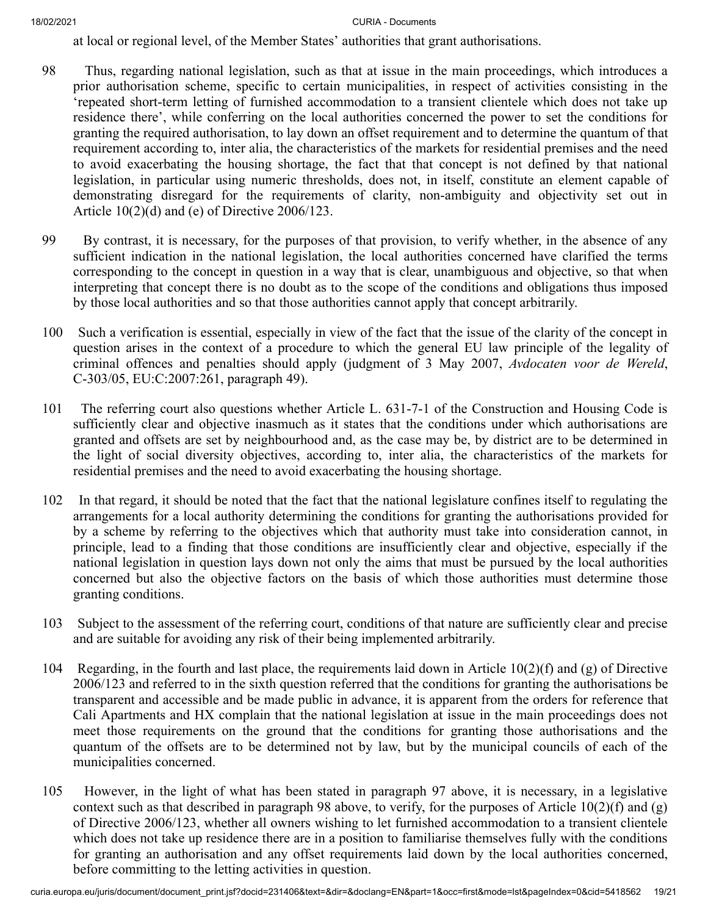at local or regional level, of the Member States' authorities that grant authorisations.

98 Thus, regarding national legislation, such as that at issue in the main proceedings, which introduces a prior authorisation scheme, specific to certain municipalities, in respect of activities consisting in the 'repeated short-term letting of furnished accommodation to a transient clientele which does not take up residence there', while conferring on the local authorities concerned the power to set the conditions for granting the required authorisation, to lay down an offset requirement and to determine the quantum of that requirement according to, inter alia, the characteristics of the markets for residential premises and the need to avoid exacerbating the housing shortage, the fact that that concept is not defined by that national legislation, in particular using numeric thresholds, does not, in itself, constitute an element capable of demonstrating disregard for the requirements of clarity, non-ambiguity and objectivity set out in Article 10(2)(d) and (e) of Directive 2006/123.

99 By contrast, it is necessary, for the purposes of that provision, to verify whether, in the absence of any sufficient indication in the national legislation, the local authorities concerned have clarified the terms corresponding to the concept in question in a way that is clear, unambiguous and objective, so that when interpreting that concept there is no doubt as to the scope of the conditions and obligations thus imposed by those local authorities and so that those authorities cannot apply that concept arbitrarily.

100 Such a verification is essential, especially in view of the fact that the issue of the clarity of the concept in question arises in the context of a procedure to which the general EU law principle of the legality of criminal offences and penalties should apply (judgment of 3 May 2007, *Avdocaten voor de Wereld*, C-303/05, EU:C:2007:261, paragraph 49).

101 The referring court also questions whether Article L. 631-7-1 of the Construction and Housing Code is sufficiently clear and objective inasmuch as it states that the conditions under which authorisations are granted and offsets are set by neighbourhood and, as the case may be, by district are to be determined in the light of social diversity objectives, according to, inter alia, the characteristics of the markets for residential premises and the need to avoid exacerbating the housing shortage.

102 In that regard, it should be noted that the fact that the national legislature confines itself to regulating the arrangements for a local authority determining the conditions for granting the authorisations provided for by a scheme by referring to the objectives which that authority must take into consideration cannot, in principle, lead to a finding that those conditions are insufficiently clear and objective, especially if the national legislation in question lays down not only the aims that must be pursued by the local authorities concerned but also the objective factors on the basis of which those authorities must determine those granting conditions.

103 Subject to the assessment of the referring court, conditions of that nature are sufficiently clear and precise and are suitable for avoiding any risk of their being implemented arbitrarily.

104 Regarding, in the fourth and last place, the requirements laid down in Article 10(2)(f) and (g) of Directive 2006/123 and referred to in the sixth question referred that the conditions for granting the authorisations be transparent and accessible and be made public in advance, it is apparent from the orders for reference that Cali Apartments and HX complain that the national legislation at issue in the main proceedings does not meet those requirements on the ground that the conditions for granting those authorisations and the quantum of the offsets are to be determined not by law, but by the municipal councils of each of the municipalities concerned.

105 However, in the light of what has been stated in paragraph 97 above, it is necessary, in a legislative context such as that described in paragraph 98 above, to verify, for the purposes of Article 10(2)(f) and (g) of Directive 2006/123, whether all owners wishing to let furnished accommodation to a transient clientele which does not take up residence there are in a position to familiarise themselves fully with the conditions for granting an authorisation and any offset requirements laid down by the local authorities concerned, before committing to the letting activities in question.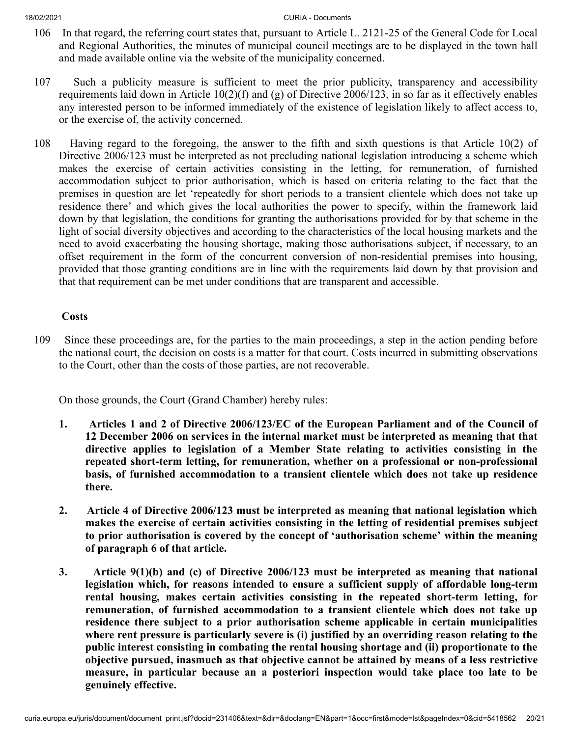106 In that regard, the referring court states that, pursuant to Article L. 2121-25 of the General Code for Local and Regional Authorities, the minutes of municipal council meetings are to be displayed in the town hall and made available online via the website of the municipality concerned.

107 Such a publicity measure is sufficient to meet the prior publicity, transparency and accessibility requirements laid down in Article 10(2)(f) and (g) of Directive 2006/123, in so far as it effectively enables any interested person to be informed immediately of the existence of legislation likely to affect access to, or the exercise of, the activity concerned.

108 Having regard to the foregoing, the answer to the fifth and sixth questions is that Article 10(2) of Directive 2006/123 must be interpreted as not precluding national legislation introducing a scheme which makes the exercise of certain activities consisting in the letting, for remuneration, of furnished accommodation subject to prior authorisation, which is based on criteria relating to the fact that the premises in question are let 'repeatedly for short periods to a transient clientele which does not take up residence there' and which gives the local authorities the power to specify, within the framework laid down by that legislation, the conditions for granting the authorisations provided for by that scheme in the light of social diversity objectives and according to the characteristics of the local housing markets and the need to avoid exacerbating the housing shortage, making those authorisations subject, if necessary, to an offset requirement in the form of the concurrent conversion of non-residential premises into housing, provided that those granting conditions are in line with the requirements laid down by that provision and that that requirement can be met under conditions that are transparent and accessible.

## Costs

109 Since these proceedings are, for the parties to the main proceedings, a step in the action pending before the national court, the decision on costs is a matter for that court. Costs incurred in submitting observations to the Court, other than the costs of those parties, are not recoverable.

On those grounds, the Court (Grand Chamber) hereby rules:

1. **Articles 1 and 2 of Directive 2006/123/EC of the European Parliament and of the Council of 12 December 2006 on services in the internal market must be interpreted as meaning that that directive applies to legislation of a Member State relating to activities consisting in the repeated short-term letting, for remuneration, whether on a professional or non-professional basis, of furnished accommodation to a transient clientele which does not take up residence there.**

2. **Article 4 of Directive 2006/123 must be interpreted as meaning that national legislation which makes the exercise of certain activities consisting in the letting of residential premises subject to prior authorisation is covered by the concept of 'authorisation scheme' within the meaning of paragraph 6 of that article.**

3. **Article 9(1)(b) and (c) of Directive 2006/123 must be interpreted as meaning that national legislation which, for reasons intended to ensure a sufficient supply of affordable long-term rental housing, makes certain activities consisting in the repeated short-term letting, for remuneration, of furnished accommodation to a transient clientele which does not take up residence there subject to a prior authorisation scheme applicable in certain municipalities where rent pressure is particularly severe is (i) justified by an overriding reason relating to the public interest consisting in combating the rental housing shortage and (ii) proportionate to the objective pursued, inasmuch as that objective cannot be attained by means of a less restrictive measure, in particular because an a posteriori inspection would take place too late to be genuinely effective.**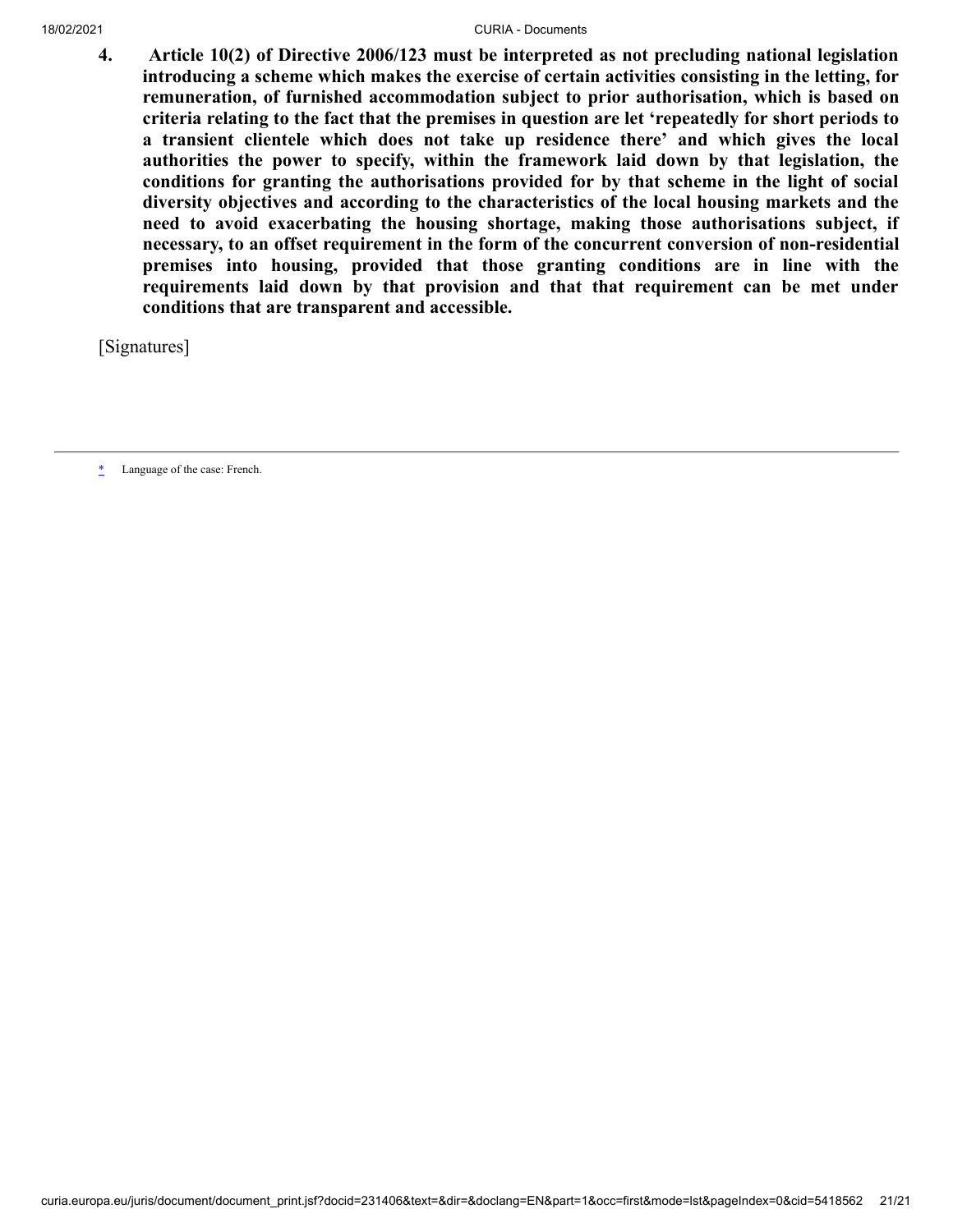**4. Article 10(2) of Directive 2006/123 must be interpreted as not precluding national legislation introducing a scheme which makes the exercise of certain activities consisting in the letting, for remuneration, of furnished accommodation subject to prior authorisation, which is based on criteria relating to the fact that the premises in question are let 'repeatedly for short periods to a transient clientele which does not take up residence there' and which gives the local authorities the power to specify, within the framework laid down by that legislation, the conditions for granting the authorisations provided for by that scheme in the light of social diversity objectives and according to the characteristics of the local housing markets and the need to avoid exacerbating the housing shortage, making those authorisations subject, if necessary, to an offset requirement in the form of the concurrent conversion of non-residential premises into housing, provided that those granting conditions are in line with the requirements laid down by that provision and that that requirement can be met under conditions that are transparent and accessible.**

[Signatures]

---

\* Language of the case: French.